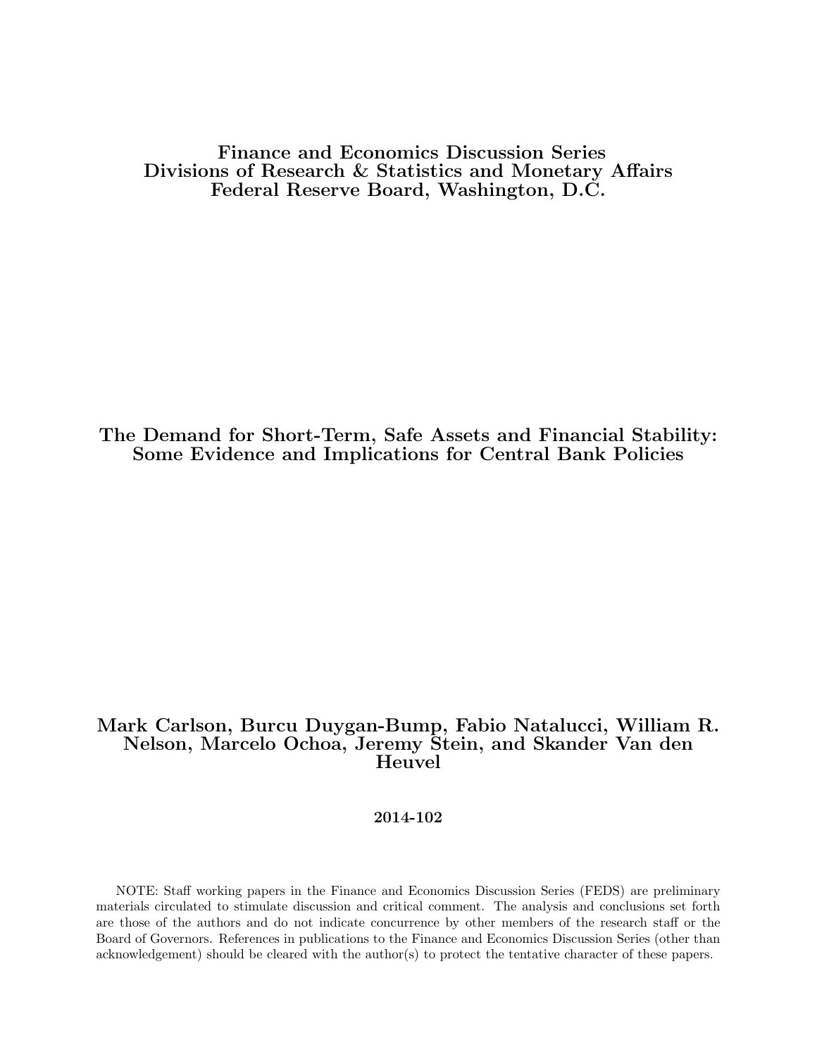**Finance and Economics Discussion Series**
**Divisions of Research & Statistics and Monetary Affairs**
**Federal Reserve Board, Washington, D.C.**

# The Demand for Short-Term, Safe Assets and Financial Stability: Some Evidence and Implications for Central Bank Policies

**Mark Carlson, Burcu Duygan-Bump, Fabio Natalucci, William R. Nelson, Marcelo Ochoa, Jeremy Stein, and Skander Van den Heuvel**

**2014-102**

NOTE: Staff working papers in the Finance and Economics Discussion Series (FEDS) are preliminary materials circulated to stimulate discussion and critical comment. The analysis and conclusions set forth are those of the authors and do not indicate concurrence by other members of the research staff or the Board of Governors. References in publications to the Finance and Economics Discussion Series (other than acknowledgement) should be cleared with the author(s) to protect the tentative character of these papers.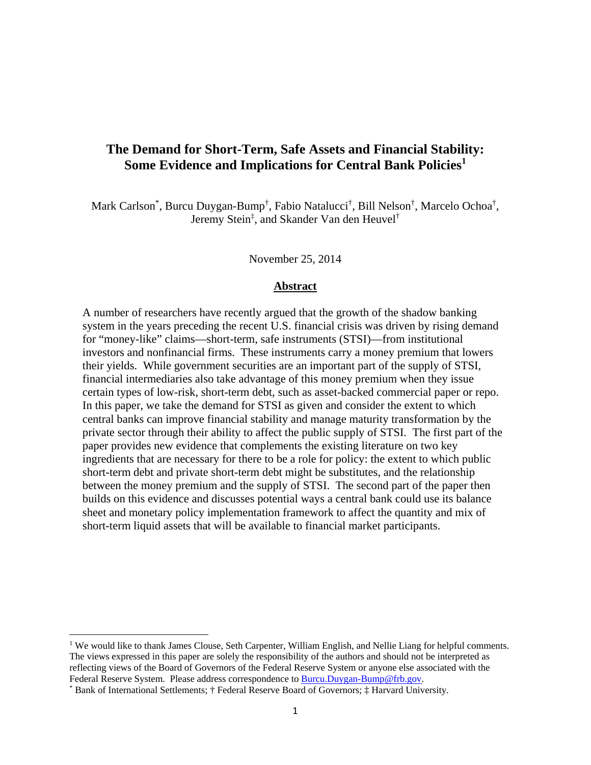# The Demand for Short-Term, Safe Assets and Financial Stability: Some Evidence and Implications for Central Bank Policies[1]

Mark Carlson[*], Burcu Duygan-Bump[†], Fabio Natalucci[†], Bill Nelson[†], Marcelo Ochoa[†], Jeremy Stein[‡], and Skander Van den Heuvel[†]

November 25, 2014

## Abstract

A number of researchers have recently argued that the growth of the shadow banking system in the years preceding the recent U.S. financial crisis was driven by rising demand for "money-like" claims—short-term, safe instruments (STSI)—from institutional investors and nonfinancial firms. These instruments carry a money premium that lowers their yields. While government securities are an important part of the supply of STSI, financial intermediaries also take advantage of this money premium when they issue certain types of low-risk, short-term debt, such as asset-backed commercial paper or repo. In this paper, we take the demand for STSI as given and consider the extent to which central banks can improve financial stability and manage maturity transformation by the private sector through their ability to affect the public supply of STSI. The first part of the paper provides new evidence that complements the existing literature on two key ingredients that are necessary for there to be a role for policy: the extent to which public short-term debt and private short-term debt might be substitutes, and the relationship between the money premium and the supply of STSI. The second part of the paper then builds on this evidence and discusses potential ways a central bank could use its balance sheet and monetary policy implementation framework to affect the quantity and mix of short-term liquid assets that will be available to financial market participants.

---

[1] We would like to thank James Clouse, Seth Carpenter, William English, and Nellie Liang for helpful comments. The views expressed in this paper are solely the responsibility of the authors and should not be interpreted as reflecting views of the Board of Governors of the Federal Reserve System or anyone else associated with the Federal Reserve System. Please address correspondence to Burcu.Duygan-Bump@frb.gov.

[*] Bank of International Settlements; † Federal Reserve Board of Governors; ‡ Harvard University.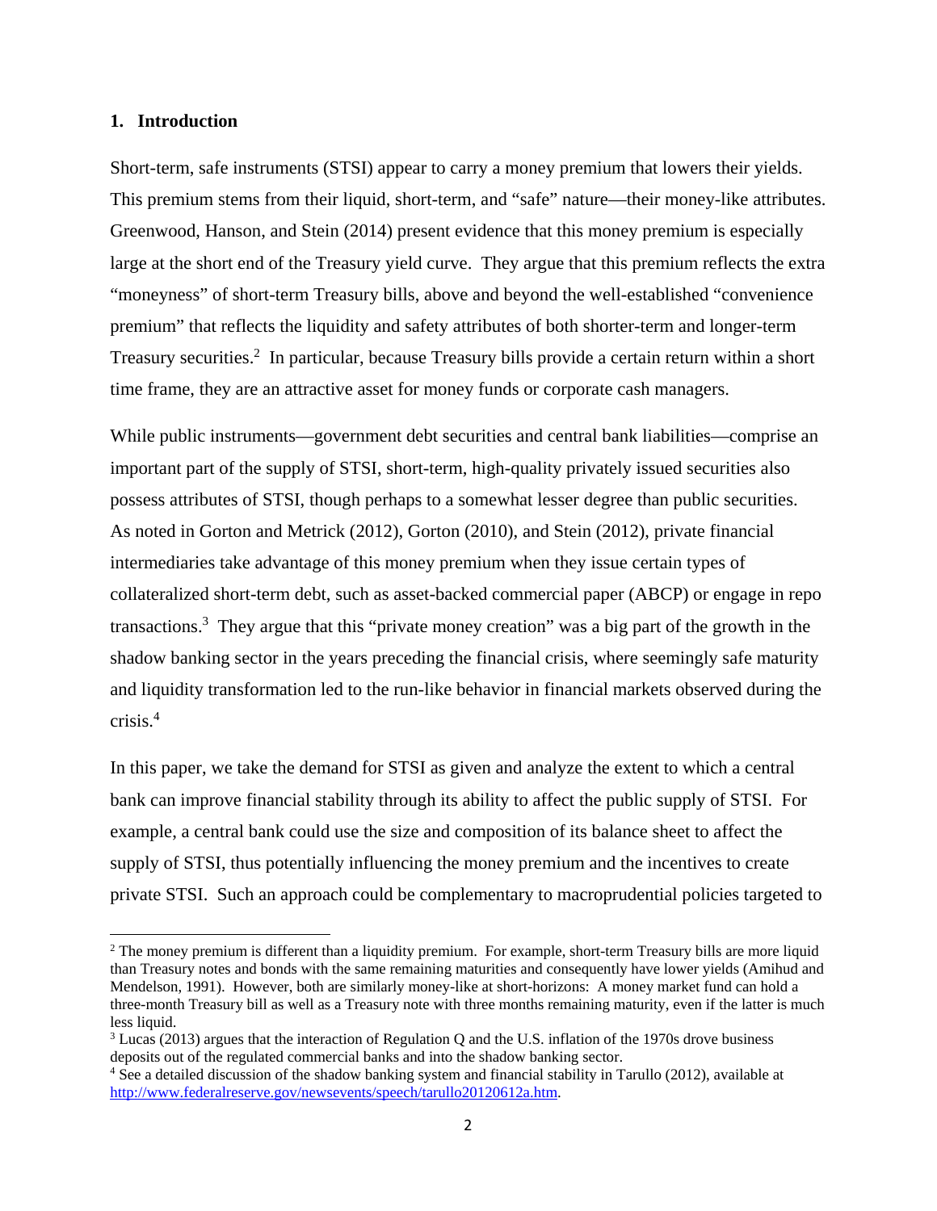## 1. Introduction

Short-term, safe instruments (STSI) appear to carry a money premium that lowers their yields. This premium stems from their liquid, short-term, and "safe" nature—their money-like attributes. Greenwood, Hanson, and Stein (2014) present evidence that this money premium is especially large at the short end of the Treasury yield curve. They argue that this premium reflects the extra "moneyness" of short-term Treasury bills, above and beyond the well-established "convenience premium" that reflects the liquidity and safety attributes of both shorter-term and longer-term Treasury securities.[2] In particular, because Treasury bills provide a certain return within a short time frame, they are an attractive asset for money funds or corporate cash managers.

While public instruments—government debt securities and central bank liabilities—comprise an important part of the supply of STSI, short-term, high-quality privately issued securities also possess attributes of STSI, though perhaps to a somewhat lesser degree than public securities. As noted in Gorton and Metrick (2012), Gorton (2010), and Stein (2012), private financial intermediaries take advantage of this money premium when they issue certain types of collateralized short-term debt, such as asset-backed commercial paper (ABCP) or engage in repo transactions.[3] They argue that this "private money creation" was a big part of the growth in the shadow banking sector in the years preceding the financial crisis, where seemingly safe maturity and liquidity transformation led to the run-like behavior in financial markets observed during the crisis.[4]

In this paper, we take the demand for STSI as given and analyze the extent to which a central bank can improve financial stability through its ability to affect the public supply of STSI. For example, a central bank could use the size and composition of its balance sheet to affect the supply of STSI, thus potentially influencing the money premium and the incentives to create private STSI. Such an approach could be complementary to macroprudential policies targeted to

---

[2] The money premium is different than a liquidity premium. For example, short-term Treasury bills are more liquid than Treasury notes and bonds with the same remaining maturities and consequently have lower yields (Amihud and Mendelson, 1991). However, both are similarly money-like at short-horizons: A money market fund can hold a three-month Treasury bill as well as a Treasury note with three months remaining maturity, even if the latter is much less liquid.

[3] Lucas (2013) argues that the interaction of Regulation Q and the U.S. inflation of the 1970s drove business deposits out of the regulated commercial banks and into the shadow banking sector.

[4] See a detailed discussion of the shadow banking system and financial stability in Tarullo (2012), available at http://www.federalreserve.gov/newsevents/speech/tarullo20120612a.htm.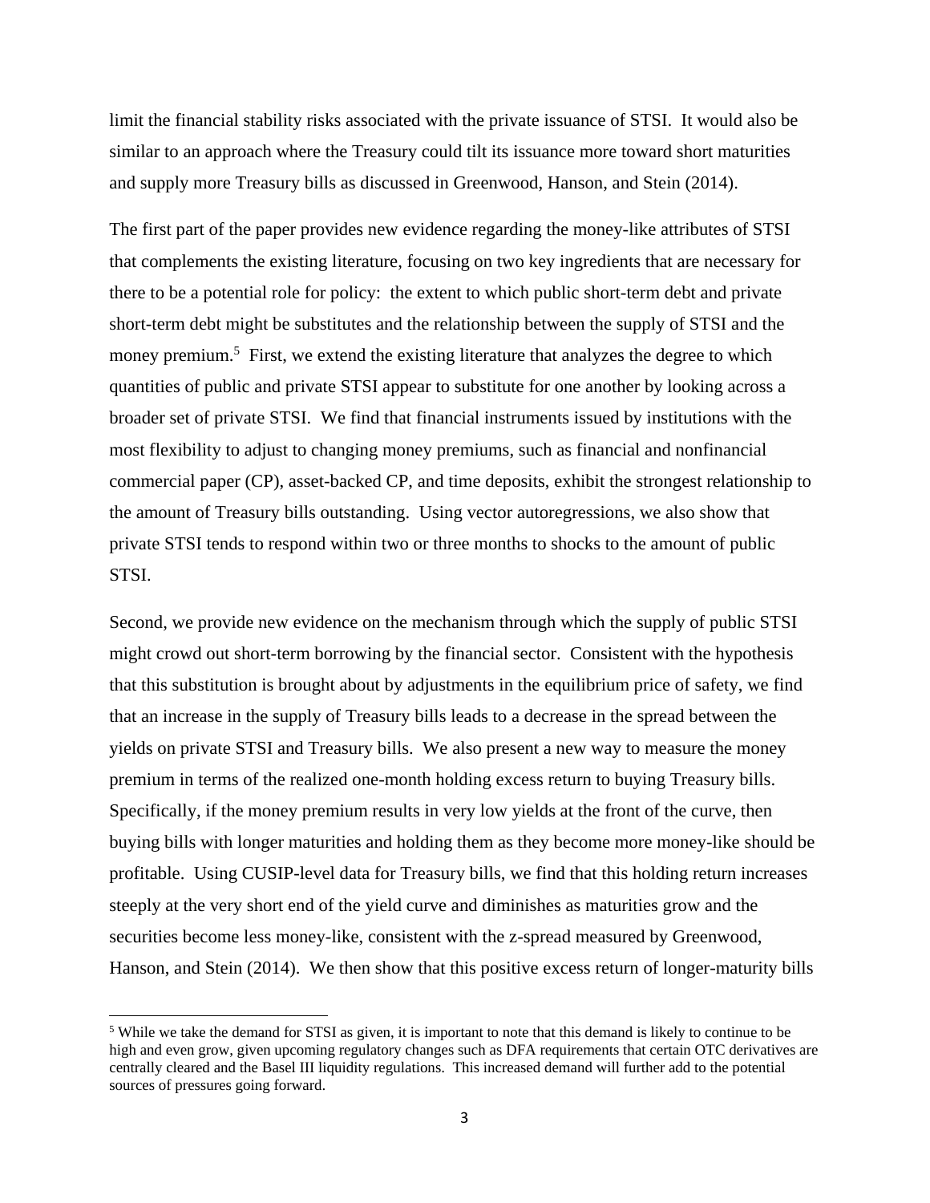limit the financial stability risks associated with the private issuance of STSI. It would also be similar to an approach where the Treasury could tilt its issuance more toward short maturities and supply more Treasury bills as discussed in Greenwood, Hanson, and Stein (2014).

The first part of the paper provides new evidence regarding the money-like attributes of STSI that complements the existing literature, focusing on two key ingredients that are necessary for there to be a potential role for policy: the extent to which public short-term debt and private short-term debt might be substitutes and the relationship between the supply of STSI and the money premium.[5] First, we extend the existing literature that analyzes the degree to which quantities of public and private STSI appear to substitute for one another by looking across a broader set of private STSI. We find that financial instruments issued by institutions with the most flexibility to adjust to changing money premiums, such as financial and nonfinancial commercial paper (CP), asset-backed CP, and time deposits, exhibit the strongest relationship to the amount of Treasury bills outstanding. Using vector autoregressions, we also show that private STSI tends to respond within two or three months to shocks to the amount of public STSI.

Second, we provide new evidence on the mechanism through which the supply of public STSI might crowd out short-term borrowing by the financial sector. Consistent with the hypothesis that this substitution is brought about by adjustments in the equilibrium price of safety, we find that an increase in the supply of Treasury bills leads to a decrease in the spread between the yields on private STSI and Treasury bills. We also present a new way to measure the money premium in terms of the realized one-month holding excess return to buying Treasury bills. Specifically, if the money premium results in very low yields at the front of the curve, then buying bills with longer maturities and holding them as they become more money-like should be profitable. Using CUSIP-level data for Treasury bills, we find that this holding return increases steeply at the very short end of the yield curve and diminishes as maturities grow and the securities become less money-like, consistent with the z-spread measured by Greenwood, Hanson, and Stein (2014). We then show that this positive excess return of longer-maturity bills

[5] While we take the demand for STSI as given, it is important to note that this demand is likely to continue to be high and even grow, given upcoming regulatory changes such as DFA requirements that certain OTC derivatives are centrally cleared and the Basel III liquidity regulations. This increased demand will further add to the potential sources of pressures going forward.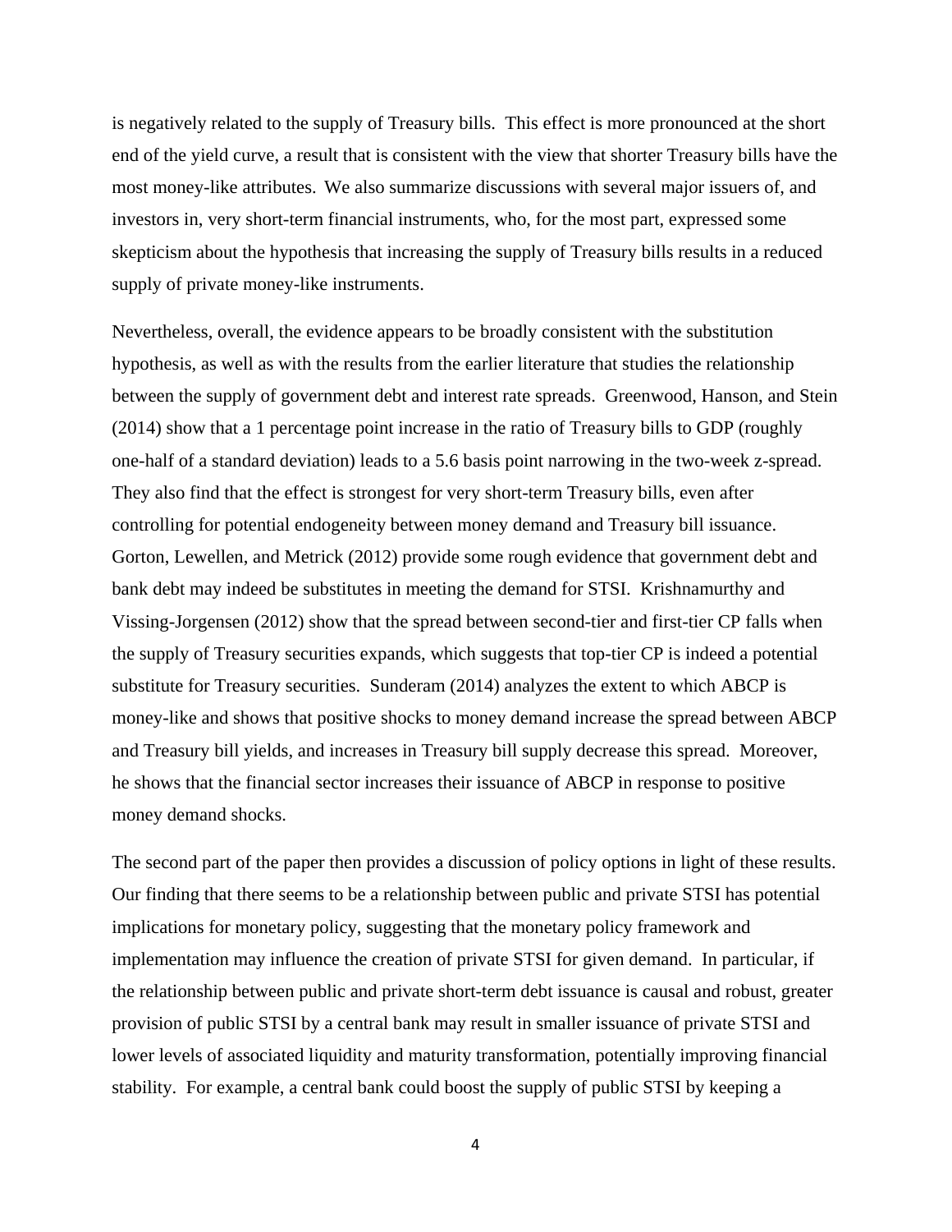is negatively related to the supply of Treasury bills. This effect is more pronounced at the short end of the yield curve, a result that is consistent with the view that shorter Treasury bills have the most money-like attributes. We also summarize discussions with several major issuers of, and investors in, very short-term financial instruments, who, for the most part, expressed some skepticism about the hypothesis that increasing the supply of Treasury bills results in a reduced supply of private money-like instruments.

Nevertheless, overall, the evidence appears to be broadly consistent with the substitution hypothesis, as well as with the results from the earlier literature that studies the relationship between the supply of government debt and interest rate spreads. Greenwood, Hanson, and Stein (2014) show that a 1 percentage point increase in the ratio of Treasury bills to GDP (roughly one-half of a standard deviation) leads to a 5.6 basis point narrowing in the two-week z-spread. They also find that the effect is strongest for very short-term Treasury bills, even after controlling for potential endogeneity between money demand and Treasury bill issuance. Gorton, Lewellen, and Metrick (2012) provide some rough evidence that government debt and bank debt may indeed be substitutes in meeting the demand for STSI. Krishnamurthy and Vissing-Jorgensen (2012) show that the spread between second-tier and first-tier CP falls when the supply of Treasury securities expands, which suggests that top-tier CP is indeed a potential substitute for Treasury securities. Sunderam (2014) analyzes the extent to which ABCP is money-like and shows that positive shocks to money demand increase the spread between ABCP and Treasury bill yields, and increases in Treasury bill supply decrease this spread. Moreover, he shows that the financial sector increases their issuance of ABCP in response to positive money demand shocks.

The second part of the paper then provides a discussion of policy options in light of these results. Our finding that there seems to be a relationship between public and private STSI has potential implications for monetary policy, suggesting that the monetary policy framework and implementation may influence the creation of private STSI for given demand. In particular, if the relationship between public and private short-term debt issuance is causal and robust, greater provision of public STSI by a central bank may result in smaller issuance of private STSI and lower levels of associated liquidity and maturity transformation, potentially improving financial stability. For example, a central bank could boost the supply of public STSI by keeping a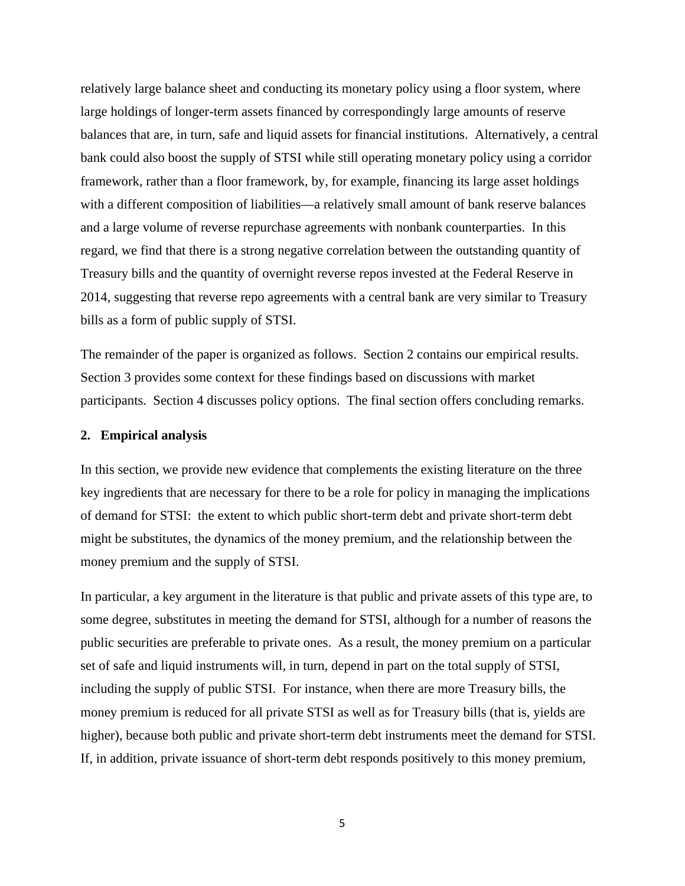relatively large balance sheet and conducting its monetary policy using a floor system, where large holdings of longer-term assets financed by correspondingly large amounts of reserve balances that are, in turn, safe and liquid assets for financial institutions. Alternatively, a central bank could also boost the supply of STSI while still operating monetary policy using a corridor framework, rather than a floor framework, by, for example, financing its large asset holdings with a different composition of liabilities—a relatively small amount of bank reserve balances and a large volume of reverse repurchase agreements with nonbank counterparties. In this regard, we find that there is a strong negative correlation between the outstanding quantity of Treasury bills and the quantity of overnight reverse repos invested at the Federal Reserve in 2014, suggesting that reverse repo agreements with a central bank are very similar to Treasury bills as a form of public supply of STSI.

The remainder of the paper is organized as follows. Section 2 contains our empirical results. Section 3 provides some context for these findings based on discussions with market participants. Section 4 discusses policy options. The final section offers concluding remarks.

## 2. Empirical analysis

In this section, we provide new evidence that complements the existing literature on the three key ingredients that are necessary for there to be a role for policy in managing the implications of demand for STSI: the extent to which public short-term debt and private short-term debt might be substitutes, the dynamics of the money premium, and the relationship between the money premium and the supply of STSI.

In particular, a key argument in the literature is that public and private assets of this type are, to some degree, substitutes in meeting the demand for STSI, although for a number of reasons the public securities are preferable to private ones. As a result, the money premium on a particular set of safe and liquid instruments will, in turn, depend in part on the total supply of STSI, including the supply of public STSI. For instance, when there are more Treasury bills, the money premium is reduced for all private STSI as well as for Treasury bills (that is, yields are higher), because both public and private short-term debt instruments meet the demand for STSI. If, in addition, private issuance of short-term debt responds positively to this money premium,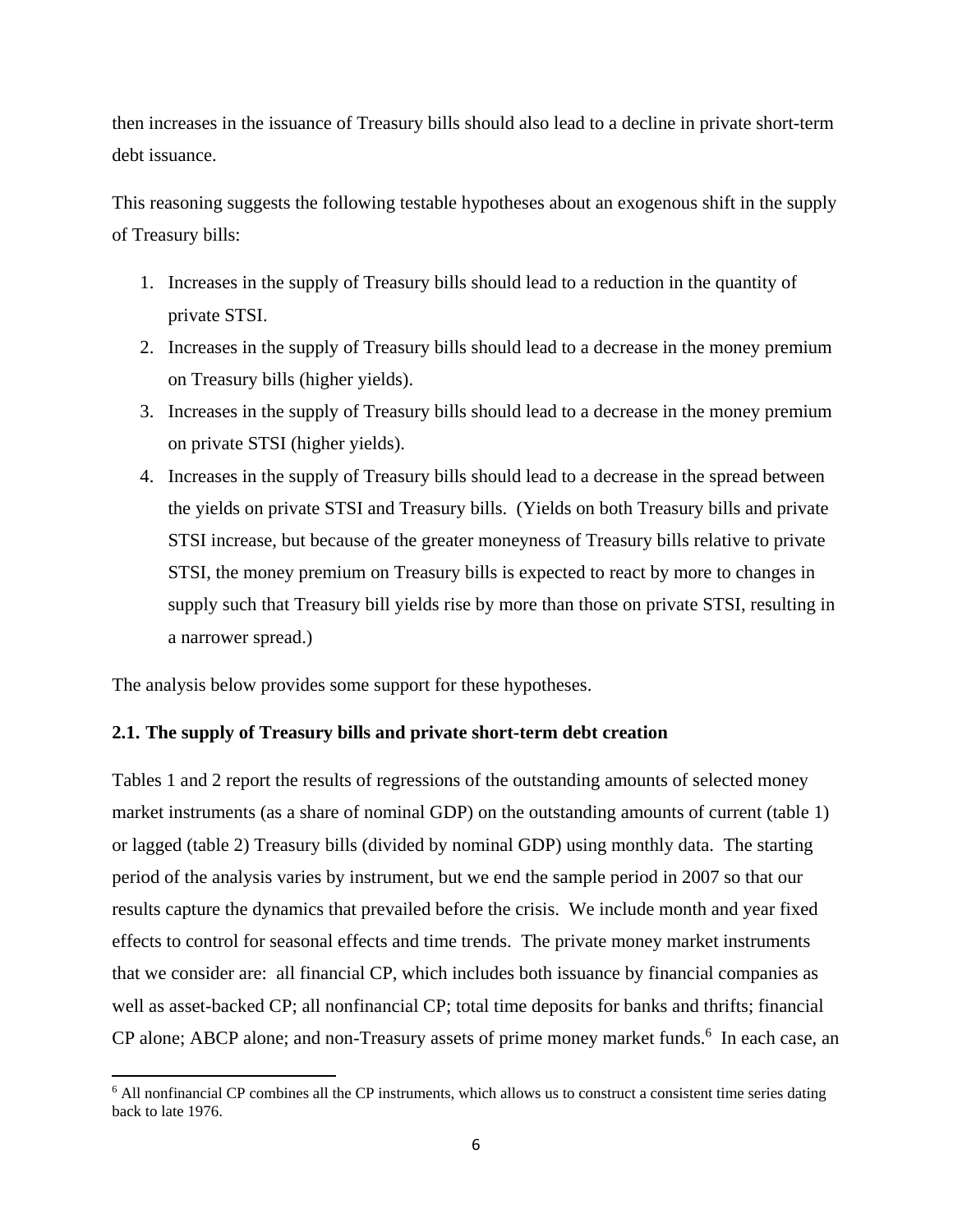then increases in the issuance of Treasury bills should also lead to a decline in private short-term debt issuance.

This reasoning suggests the following testable hypotheses about an exogenous shift in the supply of Treasury bills:

1. Increases in the supply of Treasury bills should lead to a reduction in the quantity of private STSI.
2. Increases in the supply of Treasury bills should lead to a decrease in the money premium on Treasury bills (higher yields).
3. Increases in the supply of Treasury bills should lead to a decrease in the money premium on private STSI (higher yields).
4. Increases in the supply of Treasury bills should lead to a decrease in the spread between the yields on private STSI and Treasury bills. (Yields on both Treasury bills and private STSI increase, but because of the greater moneyness of Treasury bills relative to private STSI, the money premium on Treasury bills is expected to react by more to changes in supply such that Treasury bill yields rise by more than those on private STSI, resulting in a narrower spread.)

The analysis below provides some support for these hypotheses.

### 2.1. The supply of Treasury bills and private short-term debt creation

Tables 1 and 2 report the results of regressions of the outstanding amounts of selected money market instruments (as a share of nominal GDP) on the outstanding amounts of current (table 1) or lagged (table 2) Treasury bills (divided by nominal GDP) using monthly data. The starting period of the analysis varies by instrument, but we end the sample period in 2007 so that our results capture the dynamics that prevailed before the crisis. We include month and year fixed effects to control for seasonal effects and time trends. The private money market instruments that we consider are: all financial CP, which includes both issuance by financial companies as well as asset-backed CP; all nonfinancial CP; total time deposits for banks and thrifts; financial CP alone; ABCP alone; and non-Treasury assets of prime money market funds.[6] In each case, an

[6] All nonfinancial CP combines all the CP instruments, which allows us to construct a consistent time series dating back to late 1976.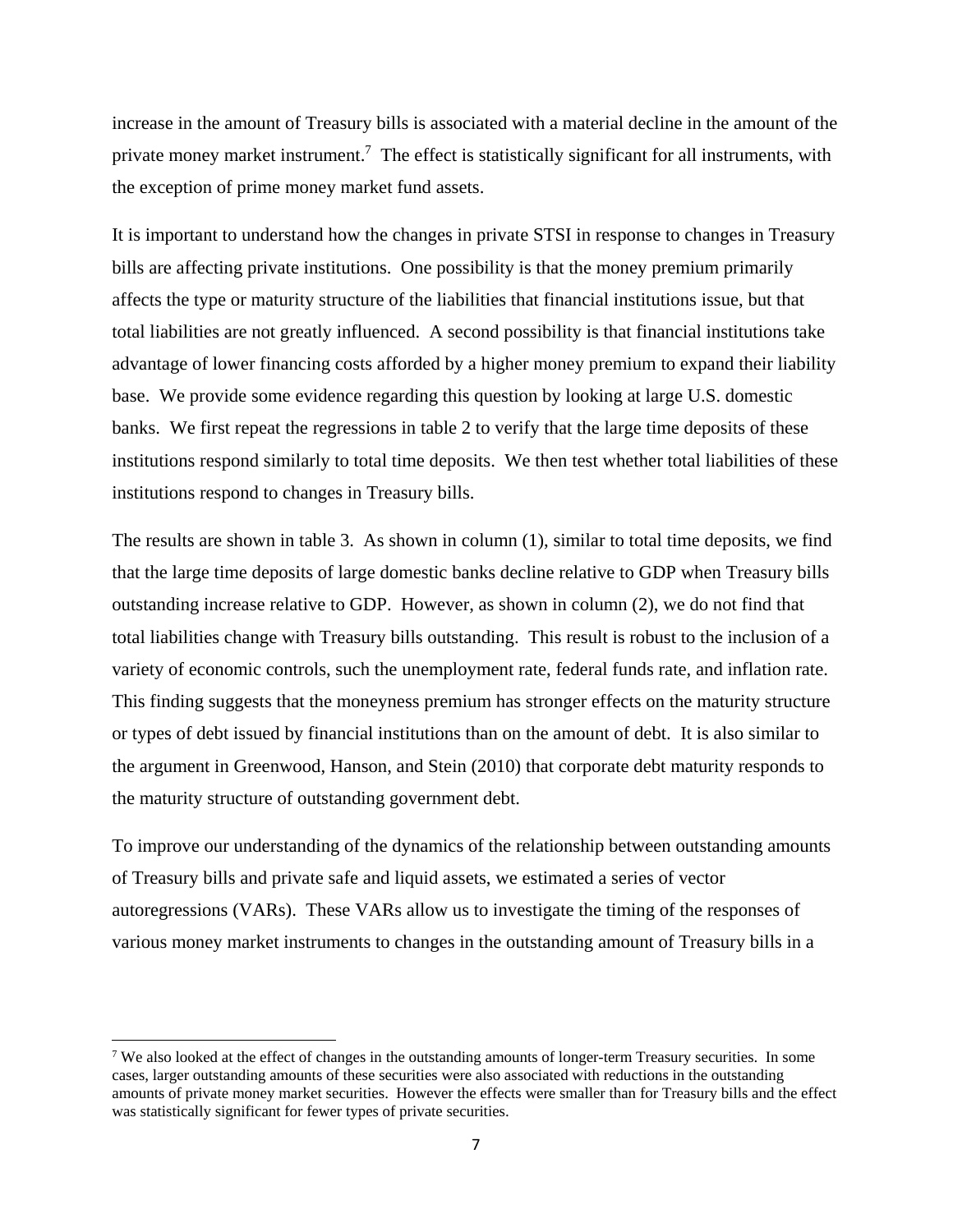increase in the amount of Treasury bills is associated with a material decline in the amount of the private money market instrument.[7] The effect is statistically significant for all instruments, with the exception of prime money market fund assets.

It is important to understand how the changes in private STSI in response to changes in Treasury bills are affecting private institutions. One possibility is that the money premium primarily affects the type or maturity structure of the liabilities that financial institutions issue, but that total liabilities are not greatly influenced. A second possibility is that financial institutions take advantage of lower financing costs afforded by a higher money premium to expand their liability base. We provide some evidence regarding this question by looking at large U.S. domestic banks. We first repeat the regressions in table 2 to verify that the large time deposits of these institutions respond similarly to total time deposits. We then test whether total liabilities of these institutions respond to changes in Treasury bills.

The results are shown in table 3. As shown in column (1), similar to total time deposits, we find that the large time deposits of large domestic banks decline relative to GDP when Treasury bills outstanding increase relative to GDP. However, as shown in column (2), we do not find that total liabilities change with Treasury bills outstanding. This result is robust to the inclusion of a variety of economic controls, such the unemployment rate, federal funds rate, and inflation rate. This finding suggests that the moneyness premium has stronger effects on the maturity structure or types of debt issued by financial institutions than on the amount of debt. It is also similar to the argument in Greenwood, Hanson, and Stein (2010) that corporate debt maturity responds to the maturity structure of outstanding government debt.

To improve our understanding of the dynamics of the relationship between outstanding amounts of Treasury bills and private safe and liquid assets, we estimated a series of vector autoregressions (VARs). These VARs allow us to investigate the timing of the responses of various money market instruments to changes in the outstanding amount of Treasury bills in a

[7] We also looked at the effect of changes in the outstanding amounts of longer-term Treasury securities. In some cases, larger outstanding amounts of these securities were also associated with reductions in the outstanding amounts of private money market securities. However the effects were smaller than for Treasury bills and the effect was statistically significant for fewer types of private securities.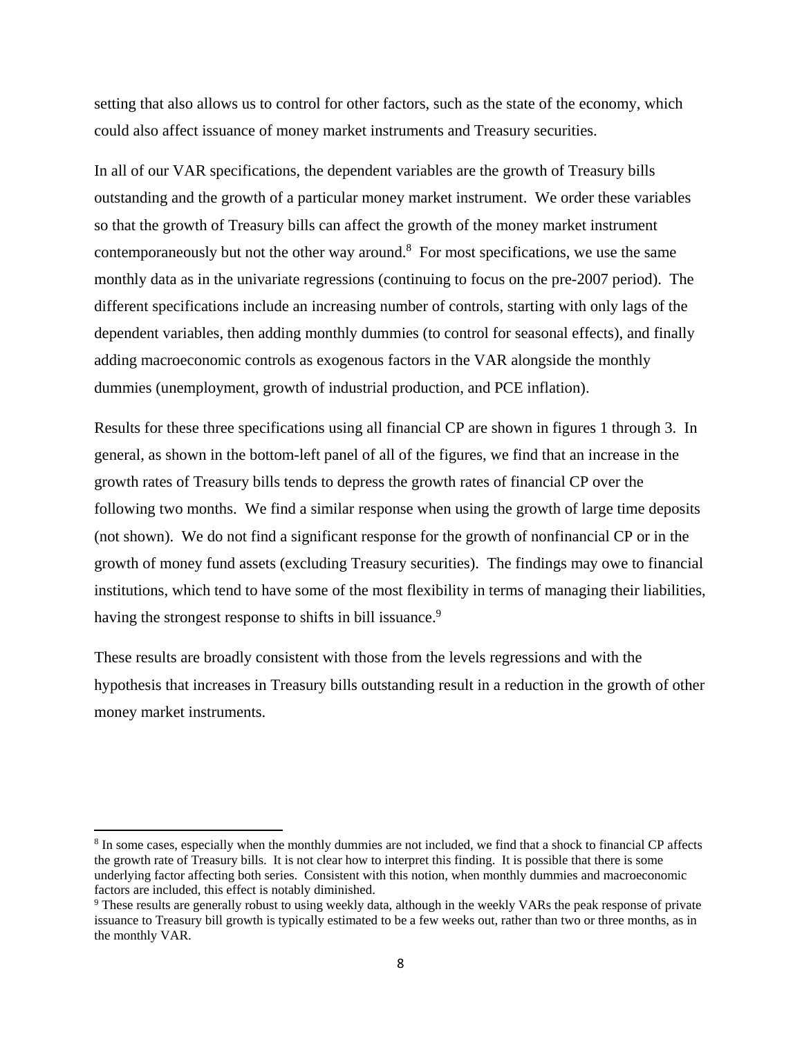setting that also allows us to control for other factors, such as the state of the economy, which could also affect issuance of money market instruments and Treasury securities.

In all of our VAR specifications, the dependent variables are the growth of Treasury bills outstanding and the growth of a particular money market instrument. We order these variables so that the growth of Treasury bills can affect the growth of the money market instrument contemporaneously but not the other way around.[8] For most specifications, we use the same monthly data as in the univariate regressions (continuing to focus on the pre-2007 period). The different specifications include an increasing number of controls, starting with only lags of the dependent variables, then adding monthly dummies (to control for seasonal effects), and finally adding macroeconomic controls as exogenous factors in the VAR alongside the monthly dummies (unemployment, growth of industrial production, and PCE inflation).

Results for these three specifications using all financial CP are shown in figures 1 through 3. In general, as shown in the bottom-left panel of all of the figures, we find that an increase in the growth rates of Treasury bills tends to depress the growth rates of financial CP over the following two months. We find a similar response when using the growth of large time deposits (not shown). We do not find a significant response for the growth of nonfinancial CP or in the growth of money fund assets (excluding Treasury securities). The findings may owe to financial institutions, which tend to have some of the most flexibility in terms of managing their liabilities, having the strongest response to shifts in bill issuance.[9]

These results are broadly consistent with those from the levels regressions and with the hypothesis that increases in Treasury bills outstanding result in a reduction in the growth of other money market instruments.

---

[8] In some cases, especially when the monthly dummies are not included, we find that a shock to financial CP affects the growth rate of Treasury bills. It is not clear how to interpret this finding. It is possible that there is some underlying factor affecting both series. Consistent with this notion, when monthly dummies and macroeconomic factors are included, this effect is notably diminished.

[9] These results are generally robust to using weekly data, although in the weekly VARs the peak response of private issuance to Treasury bill growth is typically estimated to be a few weeks out, rather than two or three months, as in the monthly VAR.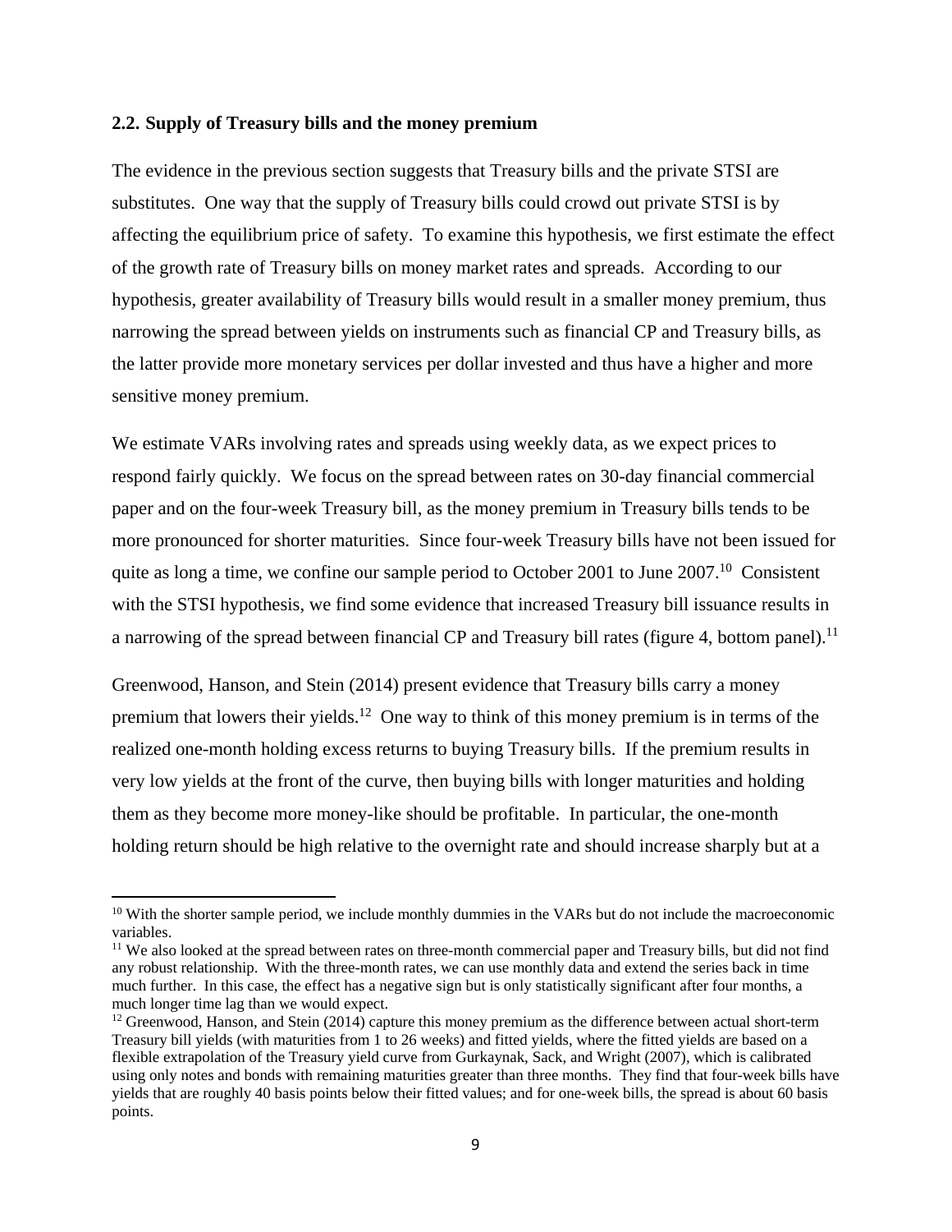## 2.2. Supply of Treasury bills and the money premium

The evidence in the previous section suggests that Treasury bills and the private STSI are substitutes. One way that the supply of Treasury bills could crowd out private STSI is by affecting the equilibrium price of safety. To examine this hypothesis, we first estimate the effect of the growth rate of Treasury bills on money market rates and spreads. According to our hypothesis, greater availability of Treasury bills would result in a smaller money premium, thus narrowing the spread between yields on instruments such as financial CP and Treasury bills, as the latter provide more monetary services per dollar invested and thus have a higher and more sensitive money premium.

We estimate VARs involving rates and spreads using weekly data, as we expect prices to respond fairly quickly. We focus on the spread between rates on 30-day financial commercial paper and on the four-week Treasury bill, as the money premium in Treasury bills tends to be more pronounced for shorter maturities. Since four-week Treasury bills have not been issued for quite as long a time, we confine our sample period to October 2001 to June 2007.[10] Consistent with the STSI hypothesis, we find some evidence that increased Treasury bill issuance results in a narrowing of the spread between financial CP and Treasury bill rates (figure 4, bottom panel).[11]

Greenwood, Hanson, and Stein (2014) present evidence that Treasury bills carry a money premium that lowers their yields.[12] One way to think of this money premium is in terms of the realized one-month holding excess returns to buying Treasury bills. If the premium results in very low yields at the front of the curve, then buying bills with longer maturities and holding them as they become more money-like should be profitable. In particular, the one-month holding return should be high relative to the overnight rate and should increase sharply but at a

[10] With the shorter sample period, we include monthly dummies in the VARs but do not include the macroeconomic variables.

[11] We also looked at the spread between rates on three-month commercial paper and Treasury bills, but did not find any robust relationship. With the three-month rates, we can use monthly data and extend the series back in time much further. In this case, the effect has a negative sign but is only statistically significant after four months, a much longer time lag than we would expect.

[12] Greenwood, Hanson, and Stein (2014) capture this money premium as the difference between actual short-term Treasury bill yields (with maturities from 1 to 26 weeks) and fitted yields, where the fitted yields are based on a flexible extrapolation of the Treasury yield curve from Gurkaynak, Sack, and Wright (2007), which is calibrated using only notes and bonds with remaining maturities greater than three months. They find that four-week bills have yields that are roughly 40 basis points below their fitted values; and for one-week bills, the spread is about 60 basis points.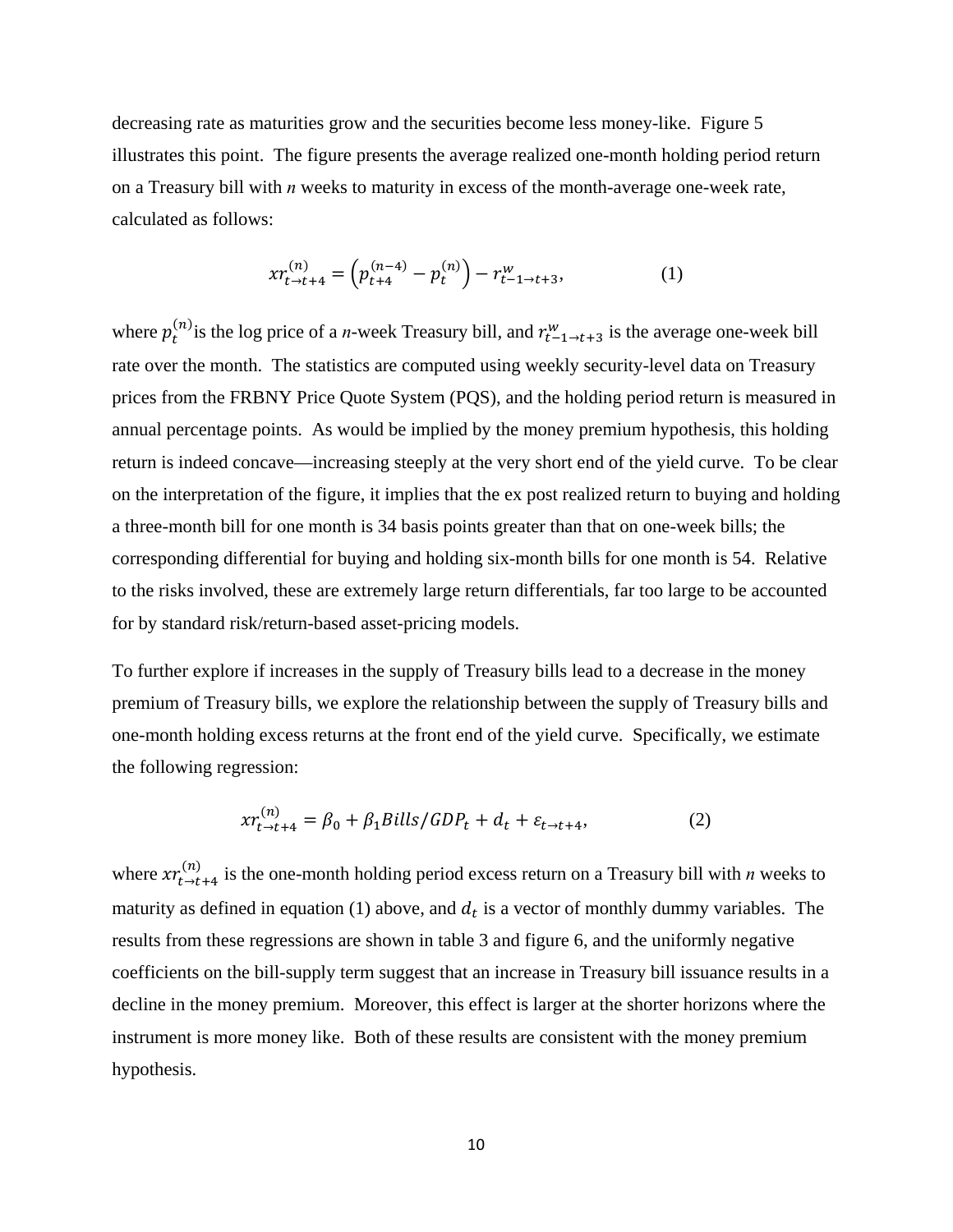decreasing rate as maturities grow and the securities become less money-like. Figure 5 illustrates this point. The figure presents the average realized one-month holding period return on a Treasury bill with *n* weeks to maturity in excess of the month-average one-week rate, calculated as follows:

$$xr_{t\to t+4}^{(n)} = \left(p_{t+4}^{(n-4)} - p_t^{(n)}\right) - r_{t-1\to t+3}^{w}, \qquad (1)$$

where $p_t^{(n)}$ is the log price of a *n*-week Treasury bill, and $r_{t-1\to t+3}^{w}$ is the average one-week bill rate over the month. The statistics are computed using weekly security-level data on Treasury prices from the FRBNY Price Quote System (PQS), and the holding period return is measured in annual percentage points. As would be implied by the money premium hypothesis, this holding return is indeed concave—increasing steeply at the very short end of the yield curve. To be clear on the interpretation of the figure, it implies that the ex post realized return to buying and holding a three-month bill for one month is 34 basis points greater than that on one-week bills; the corresponding differential for buying and holding six-month bills for one month is 54. Relative to the risks involved, these are extremely large return differentials, far too large to be accounted for by standard risk/return-based asset-pricing models.

To further explore if increases in the supply of Treasury bills lead to a decrease in the money premium of Treasury bills, we explore the relationship between the supply of Treasury bills and one-month holding excess returns at the front end of the yield curve. Specifically, we estimate the following regression:

$$xr_{t\to t+4}^{(n)} = \beta_0 + \beta_1 Bills/GDP_t + d_t + \varepsilon_{t\to t+4}, \qquad (2)$$

where $xr_{t\to t+4}^{(n)}$ is the one-month holding period excess return on a Treasury bill with *n* weeks to maturity as defined in equation (1) above, and $d_t$ is a vector of monthly dummy variables. The results from these regressions are shown in table 3 and figure 6, and the uniformly negative coefficients on the bill-supply term suggest that an increase in Treasury bill issuance results in a decline in the money premium. Moreover, this effect is larger at the shorter horizons where the instrument is more money like. Both of these results are consistent with the money premium hypothesis.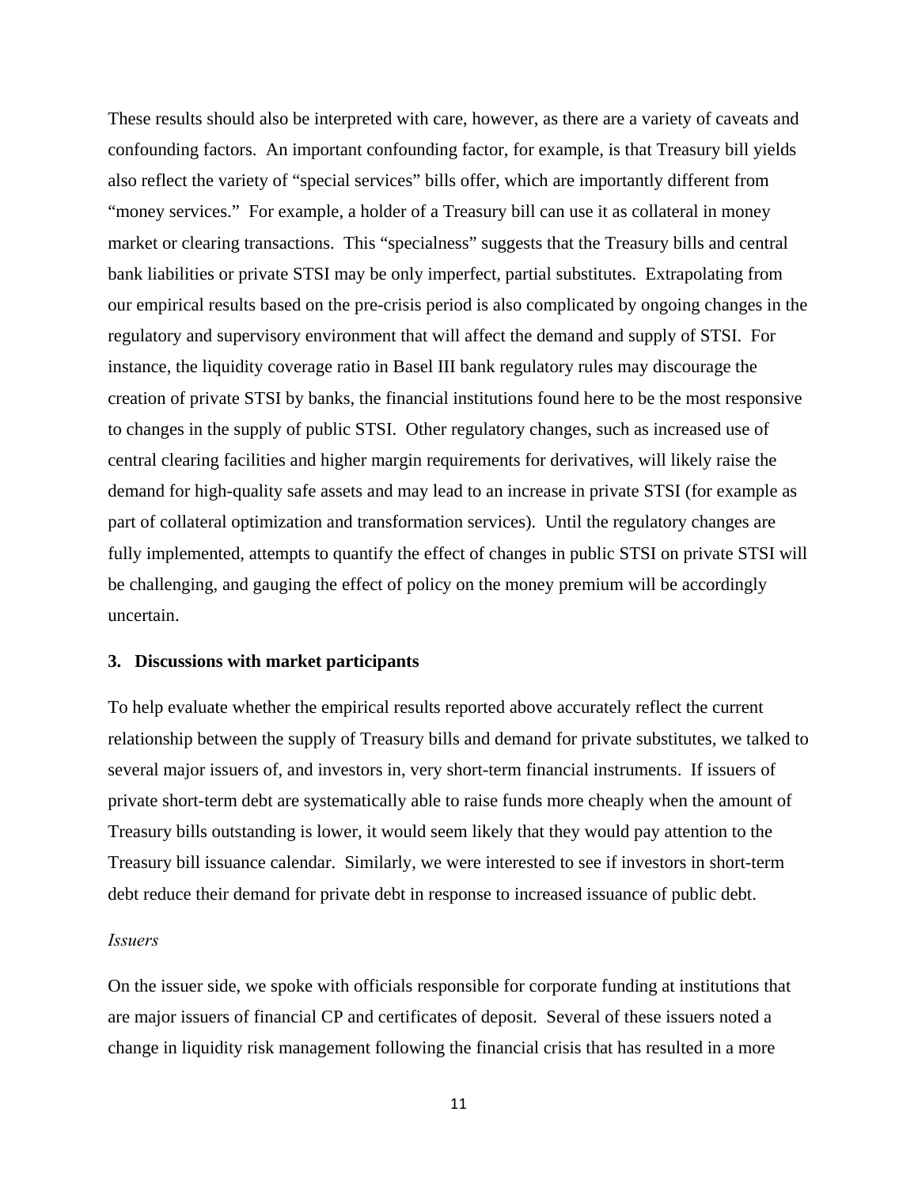These results should also be interpreted with care, however, as there are a variety of caveats and confounding factors. An important confounding factor, for example, is that Treasury bill yields also reflect the variety of "special services" bills offer, which are importantly different from "money services." For example, a holder of a Treasury bill can use it as collateral in money market or clearing transactions. This "specialness" suggests that the Treasury bills and central bank liabilities or private STSI may be only imperfect, partial substitutes. Extrapolating from our empirical results based on the pre-crisis period is also complicated by ongoing changes in the regulatory and supervisory environment that will affect the demand and supply of STSI. For instance, the liquidity coverage ratio in Basel III bank regulatory rules may discourage the creation of private STSI by banks, the financial institutions found here to be the most responsive to changes in the supply of public STSI. Other regulatory changes, such as increased use of central clearing facilities and higher margin requirements for derivatives, will likely raise the demand for high-quality safe assets and may lead to an increase in private STSI (for example as part of collateral optimization and transformation services). Until the regulatory changes are fully implemented, attempts to quantify the effect of changes in public STSI on private STSI will be challenging, and gauging the effect of policy on the money premium will be accordingly uncertain.

## 3. Discussions with market participants

To help evaluate whether the empirical results reported above accurately reflect the current relationship between the supply of Treasury bills and demand for private substitutes, we talked to several major issuers of, and investors in, very short-term financial instruments. If issuers of private short-term debt are systematically able to raise funds more cheaply when the amount of Treasury bills outstanding is lower, it would seem likely that they would pay attention to the Treasury bill issuance calendar. Similarly, we were interested to see if investors in short-term debt reduce their demand for private debt in response to increased issuance of public debt.

*Issuers*

On the issuer side, we spoke with officials responsible for corporate funding at institutions that are major issuers of financial CP and certificates of deposit. Several of these issuers noted a change in liquidity risk management following the financial crisis that has resulted in a more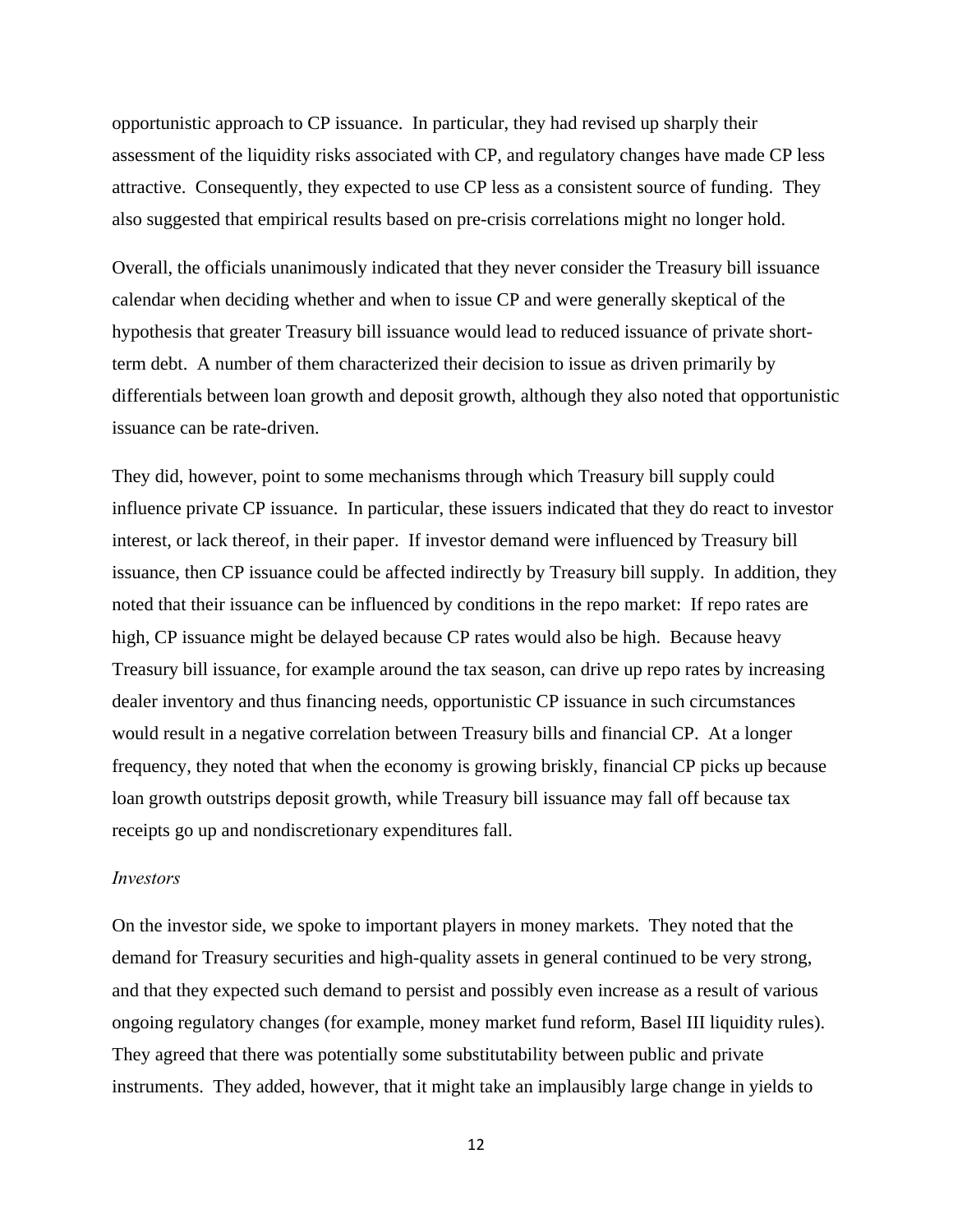opportunistic approach to CP issuance. In particular, they had revised up sharply their assessment of the liquidity risks associated with CP, and regulatory changes have made CP less attractive. Consequently, they expected to use CP less as a consistent source of funding. They also suggested that empirical results based on pre-crisis correlations might no longer hold.

Overall, the officials unanimously indicated that they never consider the Treasury bill issuance calendar when deciding whether and when to issue CP and were generally skeptical of the hypothesis that greater Treasury bill issuance would lead to reduced issuance of private short-term debt. A number of them characterized their decision to issue as driven primarily by differentials between loan growth and deposit growth, although they also noted that opportunistic issuance can be rate-driven.

They did, however, point to some mechanisms through which Treasury bill supply could influence private CP issuance. In particular, these issuers indicated that they do react to investor interest, or lack thereof, in their paper. If investor demand were influenced by Treasury bill issuance, then CP issuance could be affected indirectly by Treasury bill supply. In addition, they noted that their issuance can be influenced by conditions in the repo market: If repo rates are high, CP issuance might be delayed because CP rates would also be high. Because heavy Treasury bill issuance, for example around the tax season, can drive up repo rates by increasing dealer inventory and thus financing needs, opportunistic CP issuance in such circumstances would result in a negative correlation between Treasury bills and financial CP. At a longer frequency, they noted that when the economy is growing briskly, financial CP picks up because loan growth outstrips deposit growth, while Treasury bill issuance may fall off because tax receipts go up and nondiscretionary expenditures fall.

*Investors*

On the investor side, we spoke to important players in money markets. They noted that the demand for Treasury securities and high-quality assets in general continued to be very strong, and that they expected such demand to persist and possibly even increase as a result of various ongoing regulatory changes (for example, money market fund reform, Basel III liquidity rules). They agreed that there was potentially some substitutability between public and private instruments. They added, however, that it might take an implausibly large change in yields to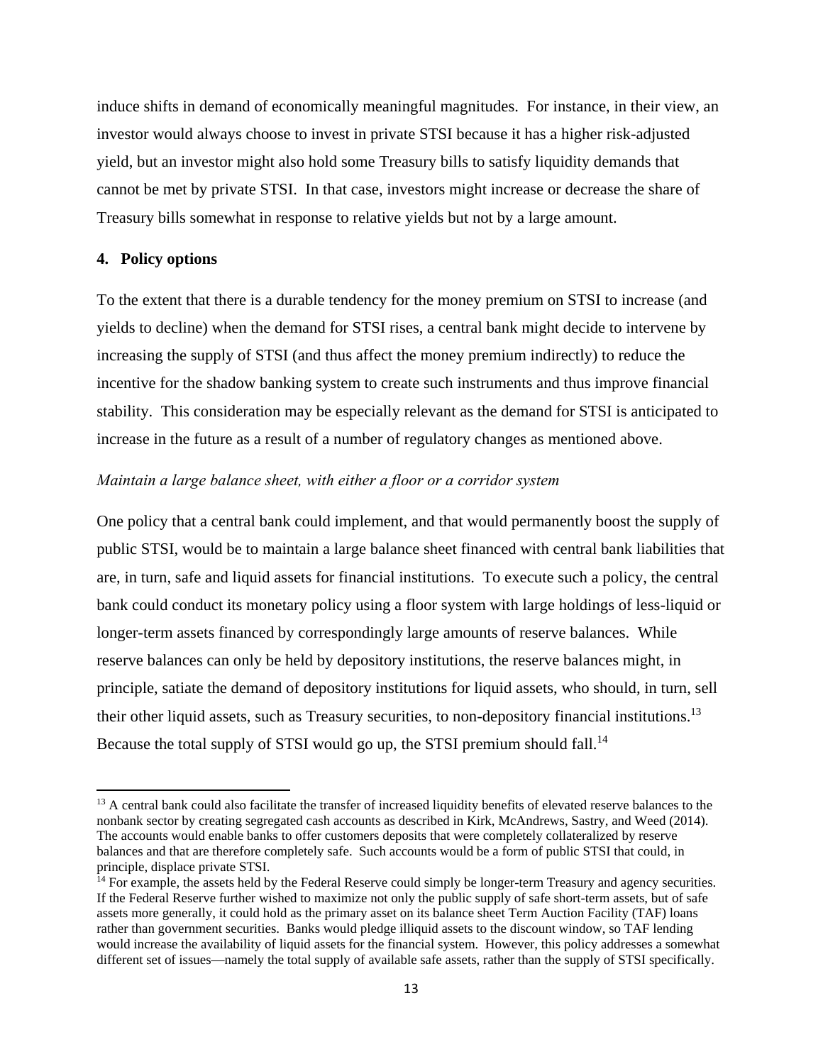induce shifts in demand of economically meaningful magnitudes. For instance, in their view, an investor would always choose to invest in private STSI because it has a higher risk-adjusted yield, but an investor might also hold some Treasury bills to satisfy liquidity demands that cannot be met by private STSI. In that case, investors might increase or decrease the share of Treasury bills somewhat in response to relative yields but not by a large amount.

## 4. Policy options

To the extent that there is a durable tendency for the money premium on STSI to increase (and yields to decline) when the demand for STSI rises, a central bank might decide to intervene by increasing the supply of STSI (and thus affect the money premium indirectly) to reduce the incentive for the shadow banking system to create such instruments and thus improve financial stability. This consideration may be especially relevant as the demand for STSI is anticipated to increase in the future as a result of a number of regulatory changes as mentioned above.

*Maintain a large balance sheet, with either a floor or a corridor system*

One policy that a central bank could implement, and that would permanently boost the supply of public STSI, would be to maintain a large balance sheet financed with central bank liabilities that are, in turn, safe and liquid assets for financial institutions. To execute such a policy, the central bank could conduct its monetary policy using a floor system with large holdings of less-liquid or longer-term assets financed by correspondingly large amounts of reserve balances. While reserve balances can only be held by depository institutions, the reserve balances might, in principle, satiate the demand of depository institutions for liquid assets, who should, in turn, sell their other liquid assets, such as Treasury securities, to non-depository financial institutions.[13] Because the total supply of STSI would go up, the STSI premium should fall.[14]

[13] A central bank could also facilitate the transfer of increased liquidity benefits of elevated reserve balances to the nonbank sector by creating segregated cash accounts as described in Kirk, McAndrews, Sastry, and Weed (2014). The accounts would enable banks to offer customers deposits that were completely collateralized by reserve balances and that are therefore completely safe. Such accounts would be a form of public STSI that could, in principle, displace private STSI.

[14] For example, the assets held by the Federal Reserve could simply be longer-term Treasury and agency securities. If the Federal Reserve further wished to maximize not only the public supply of safe short-term assets, but of safe assets more generally, it could hold as the primary asset on its balance sheet Term Auction Facility (TAF) loans rather than government securities. Banks would pledge illiquid assets to the discount window, so TAF lending would increase the availability of liquid assets for the financial system. However, this policy addresses a somewhat different set of issues—namely the total supply of available safe assets, rather than the supply of STSI specifically.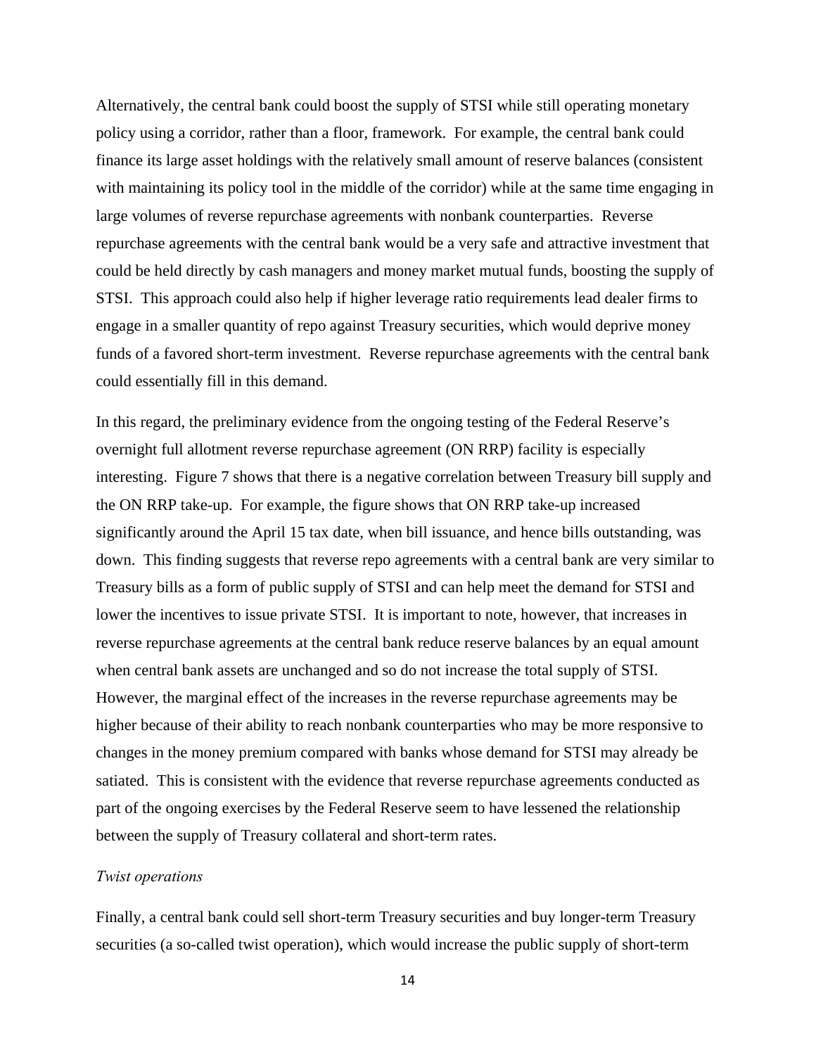Alternatively, the central bank could boost the supply of STSI while still operating monetary policy using a corridor, rather than a floor, framework. For example, the central bank could finance its large asset holdings with the relatively small amount of reserve balances (consistent with maintaining its policy tool in the middle of the corridor) while at the same time engaging in large volumes of reverse repurchase agreements with nonbank counterparties. Reverse repurchase agreements with the central bank would be a very safe and attractive investment that could be held directly by cash managers and money market mutual funds, boosting the supply of STSI. This approach could also help if higher leverage ratio requirements lead dealer firms to engage in a smaller quantity of repo against Treasury securities, which would deprive money funds of a favored short-term investment. Reverse repurchase agreements with the central bank could essentially fill in this demand.

In this regard, the preliminary evidence from the ongoing testing of the Federal Reserve's overnight full allotment reverse repurchase agreement (ON RRP) facility is especially interesting. Figure 7 shows that there is a negative correlation between Treasury bill supply and the ON RRP take-up. For example, the figure shows that ON RRP take-up increased significantly around the April 15 tax date, when bill issuance, and hence bills outstanding, was down. This finding suggests that reverse repo agreements with a central bank are very similar to Treasury bills as a form of public supply of STSI and can help meet the demand for STSI and lower the incentives to issue private STSI. It is important to note, however, that increases in reverse repurchase agreements at the central bank reduce reserve balances by an equal amount when central bank assets are unchanged and so do not increase the total supply of STSI. However, the marginal effect of the increases in the reverse repurchase agreements may be higher because of their ability to reach nonbank counterparties who may be more responsive to changes in the money premium compared with banks whose demand for STSI may already be satiated. This is consistent with the evidence that reverse repurchase agreements conducted as part of the ongoing exercises by the Federal Reserve seem to have lessened the relationship between the supply of Treasury collateral and short-term rates.

*Twist operations*

Finally, a central bank could sell short-term Treasury securities and buy longer-term Treasury securities (a so-called twist operation), which would increase the public supply of short-term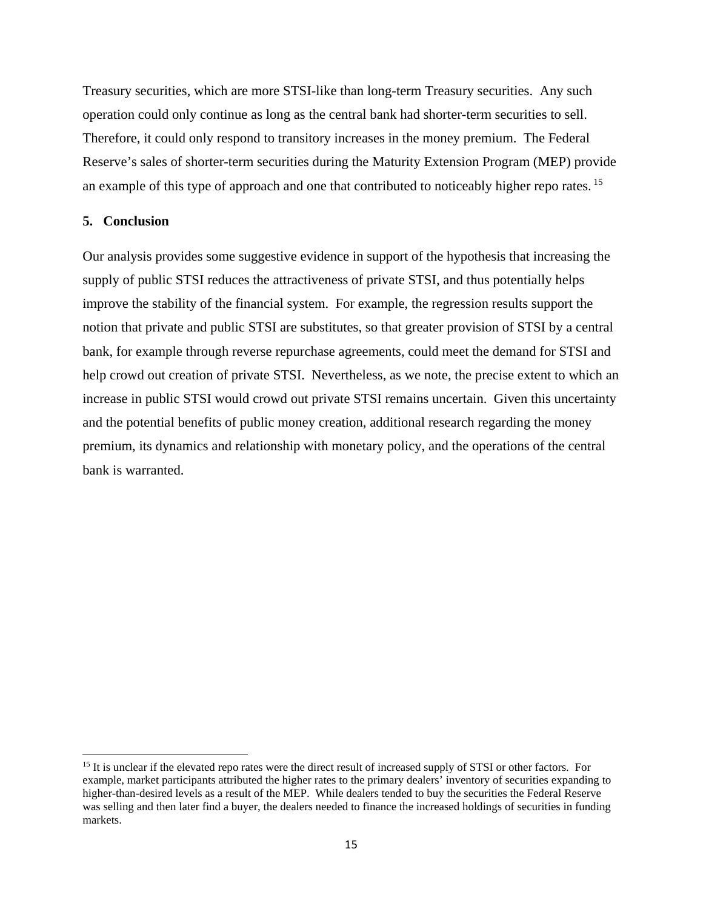Treasury securities, which are more STSI-like than long-term Treasury securities. Any such operation could only continue as long as the central bank had shorter-term securities to sell. Therefore, it could only respond to transitory increases in the money premium. The Federal Reserve's sales of shorter-term securities during the Maturity Extension Program (MEP) provide an example of this type of approach and one that contributed to noticeably higher repo rates.[15]

## 5. Conclusion

Our analysis provides some suggestive evidence in support of the hypothesis that increasing the supply of public STSI reduces the attractiveness of private STSI, and thus potentially helps improve the stability of the financial system. For example, the regression results support the notion that private and public STSI are substitutes, so that greater provision of STSI by a central bank, for example through reverse repurchase agreements, could meet the demand for STSI and help crowd out creation of private STSI. Nevertheless, as we note, the precise extent to which an increase in public STSI would crowd out private STSI remains uncertain. Given this uncertainty and the potential benefits of public money creation, additional research regarding the money premium, its dynamics and relationship with monetary policy, and the operations of the central bank is warranted.

[15] It is unclear if the elevated repo rates were the direct result of increased supply of STSI or other factors. For example, market participants attributed the higher rates to the primary dealers' inventory of securities expanding to higher-than-desired levels as a result of the MEP. While dealers tended to buy the securities the Federal Reserve was selling and then later find a buyer, the dealers needed to finance the increased holdings of securities in funding markets.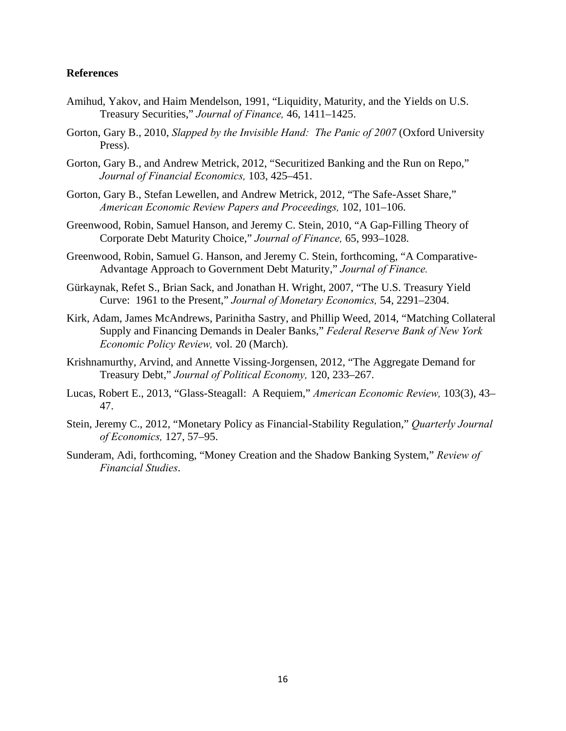**References**

Amihud, Yakov, and Haim Mendelson, 1991, "Liquidity, Maturity, and the Yields on U.S. Treasury Securities," *Journal of Finance,* 46, 1411–1425.

Gorton, Gary B., 2010, *Slapped by the Invisible Hand: The Panic of 2007* (Oxford University Press).

Gorton, Gary B., and Andrew Metrick, 2012, "Securitized Banking and the Run on Repo," *Journal of Financial Economics,* 103, 425–451.

Gorton, Gary B., Stefan Lewellen, and Andrew Metrick, 2012, "The Safe-Asset Share," *American Economic Review Papers and Proceedings,* 102, 101–106.

Greenwood, Robin, Samuel Hanson, and Jeremy C. Stein, 2010, "A Gap-Filling Theory of Corporate Debt Maturity Choice," *Journal of Finance,* 65, 993–1028.

Greenwood, Robin, Samuel G. Hanson, and Jeremy C. Stein, forthcoming, "A Comparative-Advantage Approach to Government Debt Maturity," *Journal of Finance.*

Gürkaynak, Refet S., Brian Sack, and Jonathan H. Wright, 2007, "The U.S. Treasury Yield Curve: 1961 to the Present," *Journal of Monetary Economics,* 54, 2291–2304.

Kirk, Adam, James McAndrews, Parinitha Sastry, and Phillip Weed, 2014, "Matching Collateral Supply and Financing Demands in Dealer Banks," *Federal Reserve Bank of New York Economic Policy Review,* vol. 20 (March).

Krishnamurthy, Arvind, and Annette Vissing-Jorgensen, 2012, "The Aggregate Demand for Treasury Debt," *Journal of Political Economy,* 120, 233–267.

Lucas, Robert E., 2013, "Glass-Steagall: A Requiem," *American Economic Review,* 103(3), 43–47.

Stein, Jeremy C., 2012, "Monetary Policy as Financial-Stability Regulation," *Quarterly Journal of Economics,* 127, 57–95.

Sunderam, Adi, forthcoming, "Money Creation and the Shadow Banking System," *Review of Financial Studies*.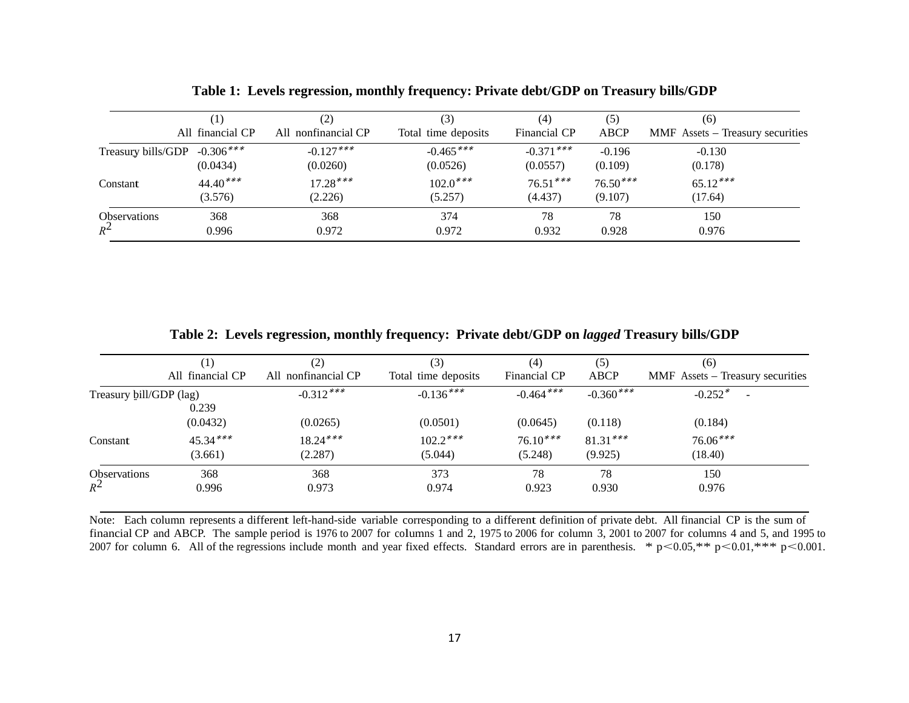**Table 1: Levels regression, monthly frequency: Private debt/GDP on Treasury bills/GDP**

| | (1) | (2) | (3) | (4) | (5) | (6) |
|---|---|---|---|---|---|---|
| | All financial CP | All nonfinancial CP | Total time deposits | Financial CP | ABCP | MMF Assets – Treasury securities |
| Treasury bills/GDP | -0.306*** | -0.127*** | -0.465*** | -0.371*** | -0.196 | -0.130 |
| | (0.0434) | (0.0260) | (0.0526) | (0.0557) | (0.109) | (0.178) |
| Constant | 44.40*** | 17.28*** | 102.0*** | 76.51*** | 76.50*** | 65.12*** |
| | (3.576) | (2.226) | (5.257) | (4.437) | (9.107) | (17.64) |
| Observations | 368 | 368 | 374 | 78 | 78 | 150 |
| $R^2$ | 0.996 | 0.972 | 0.972 | 0.932 | 0.928 | 0.976 |

**Table 2: Levels regression, monthly frequency: Private debt/GDP on *lagged* Treasury bills/GDP**

| | (1) | (2) | (3) | (4) | (5) | (6) |
|---|---|---|---|---|---|---|
| | All financial CP | All nonfinancial CP | Total time deposits | Financial CP | ABCP | MMF Assets – Treasury securities |
| Treasury bill/GDP (lag) | 0.239 | -0.312*** | -0.136*** | -0.464*** | -0.360*** | -0.252* - |
| | (0.0432) | (0.0265) | (0.0501) | (0.0645) | (0.118) | (0.184) |
| Constant | 45.34*** | 18.24*** | 102.2*** | 76.10*** | 81.31*** | 76.06*** |
| | (3.661) | (2.287) | (5.044) | (5.248) | (9.925) | (18.40) |
| Observations | 368 | 368 | 373 | 78 | 78 | 150 |
| $R^2$ | 0.996 | 0.973 | 0.974 | 0.923 | 0.930 | 0.976 |

Note: Each column represents a different left-hand-side variable corresponding to a different definition of private debt. All financial CP is the sum of financial CP and ABCP. The sample period is 1976 to 2007 for columns 1 and 2, 1975 to 2006 for column 3, 2001 to 2007 for columns 4 and 5, and 1995 to 2007 for column 6. All of the regressions include month and year fixed effects. Standard errors are in parenthesis. * $p<0.05$,** $p<0.01$,*** $p<0.001$.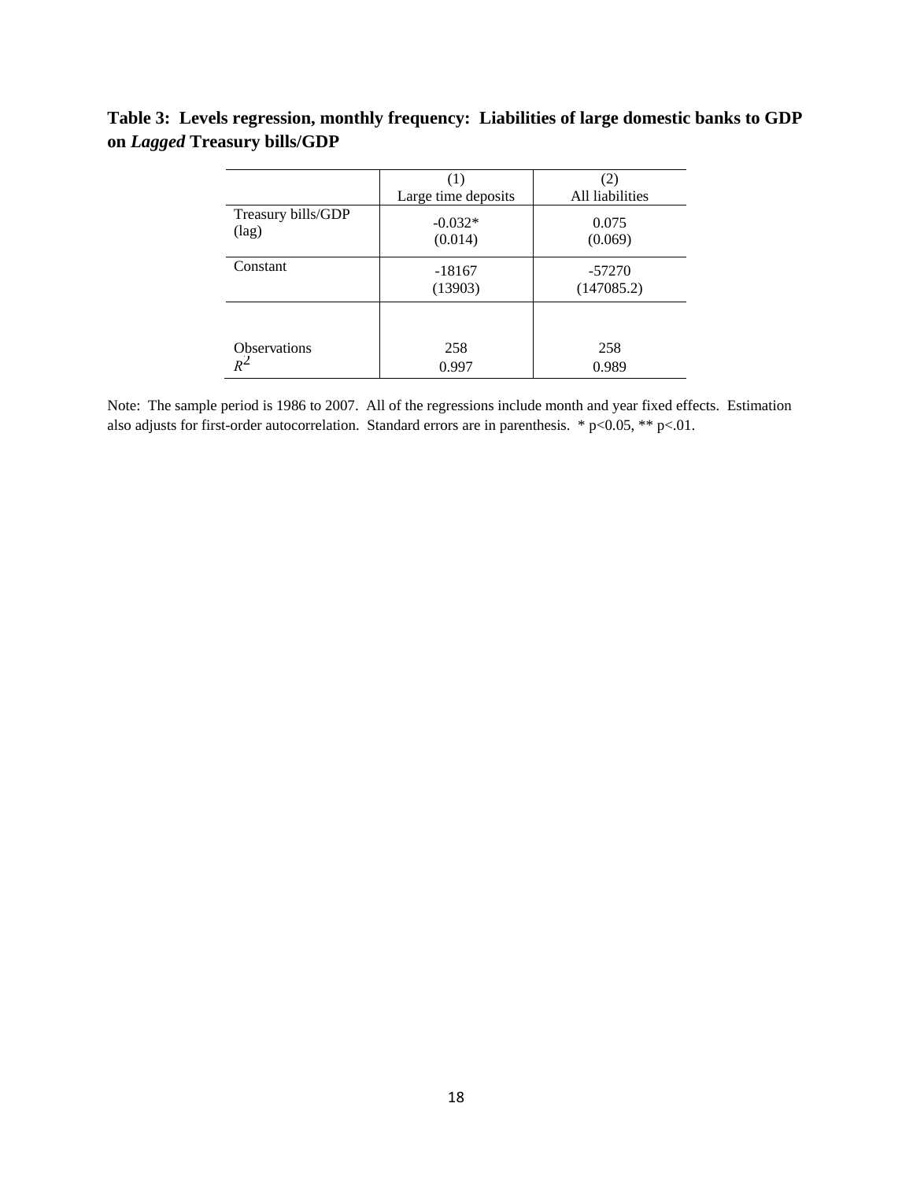**Table 3: Levels regression, monthly frequency: Liabilities of large domestic banks to GDP on *Lagged* Treasury bills/GDP**

| | (1)<br>Large time deposits | (2)<br>All liabilities |
|---|---|---|
| Treasury bills/GDP (lag) | -0.032*<br>(0.014) | 0.075<br>(0.069) |
| Constant | -18167<br>(13903) | -57270<br>(147085.2) |
| Observations | 258 | 258 |
| $R^2$ | 0.997 | 0.989 |

Note: The sample period is 1986 to 2007. All of the regressions include month and year fixed effects. Estimation also adjusts for first-order autocorrelation. Standard errors are in parenthesis. * p<0.05, ** p<.01.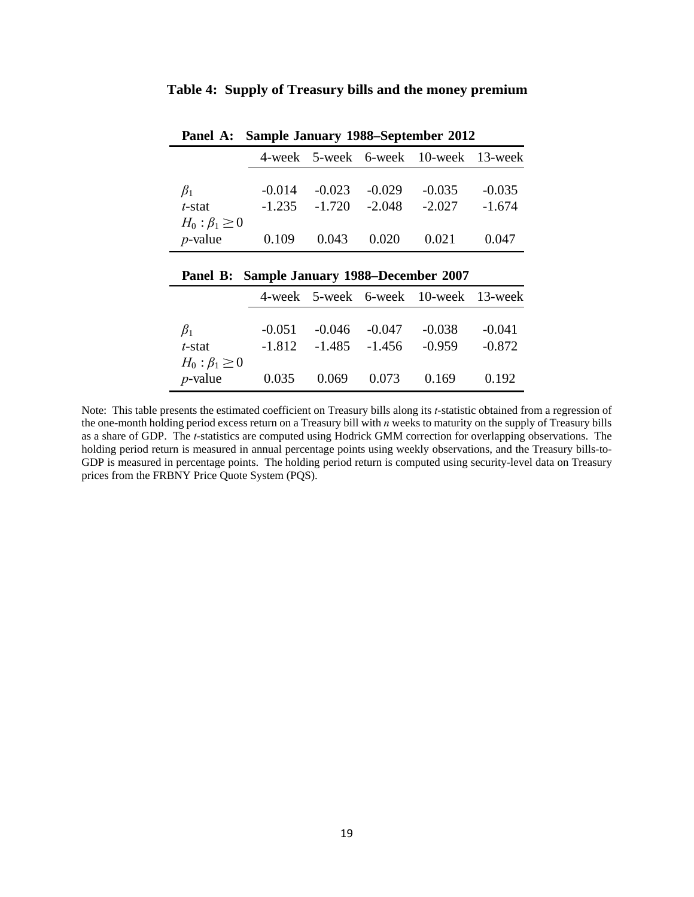**Table 4: Supply of Treasury bills and the money premium**

**Panel A: Sample January 1988–September 2012**

| | 4-week | 5-week | 6-week | 10-week | 13-week |
|---|---|---|---|---|---|
| $\beta_1$ | -0.014 | -0.023 | -0.029 | -0.035 | -0.035 |
| *t*-stat | -1.235 | -1.720 | -2.048 | -2.027 | -1.674 |
| $H_0 : \beta_1 \geq 0$ | | | | | |
| *p*-value | 0.109 | 0.043 | 0.020 | 0.021 | 0.047 |

**Panel B: Sample January 1988–December 2007**

| | 4-week | 5-week | 6-week | 10-week | 13-week |
|---|---|---|---|---|---|
| $\beta_1$ | -0.051 | -0.046 | -0.047 | -0.038 | -0.041 |
| *t*-stat | -1.812 | -1.485 | -1.456 | -0.959 | -0.872 |
| $H_0 : \beta_1 \geq 0$ | | | | | |
| *p*-value | 0.035 | 0.069 | 0.073 | 0.169 | 0.192 |

Note: This table presents the estimated coefficient on Treasury bills along its *t*-statistic obtained from a regression of the one-month holding period excess return on a Treasury bill with *n* weeks to maturity on the supply of Treasury bills as a share of GDP. The *t*-statistics are computed using Hodrick GMM correction for overlapping observations. The holding period return is measured in annual percentage points using weekly observations, and the Treasury bills-to-GDP is measured in percentage points. The holding period return is computed using security-level data on Treasury prices from the FRBNY Price Quote System (PQS).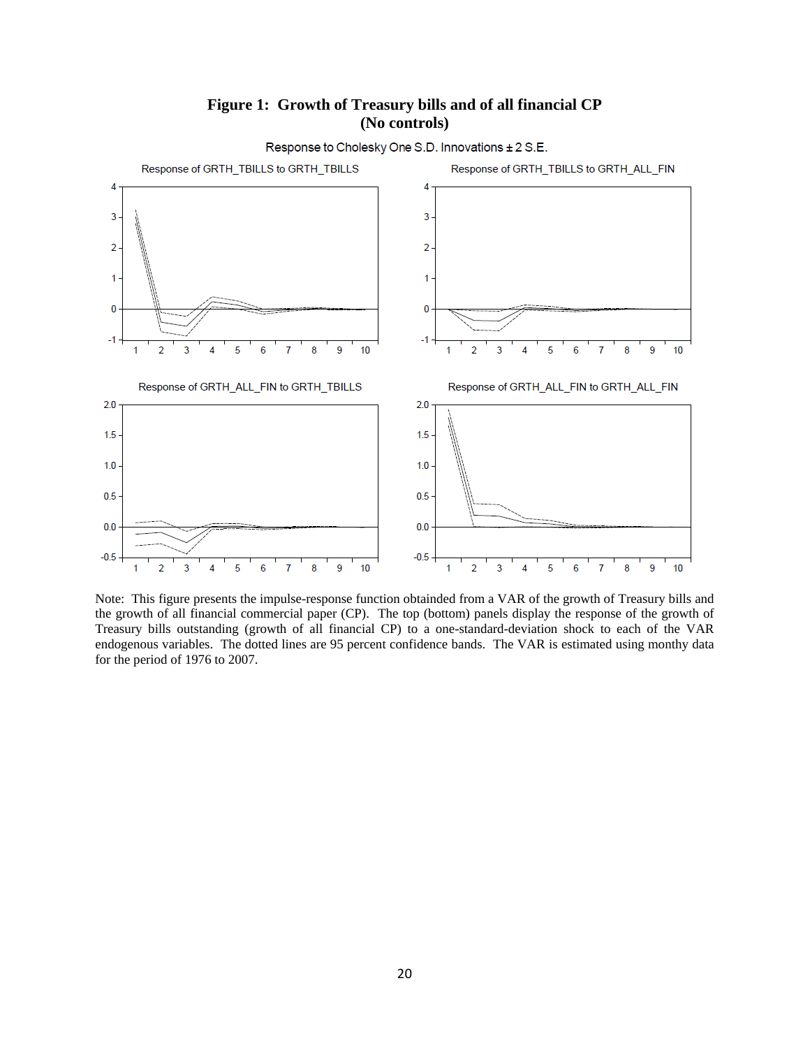**Figure 1: Growth of Treasury bills and of all financial CP (No controls)**

Response to Cholesky One S.D. Innovations ± 2 S.E.

Response of GRTH_TBILLS to GRTH_TBILLS

Response of GRTH_TBILLS to GRTH_ALL_FIN

Response of GRTH_ALL_FIN to GRTH_TBILLS

Response of GRTH_ALL_FIN to GRTH_ALL_FIN

Note: This figure presents the impulse-response function obtainded from a VAR of the growth of Treasury bills and the growth of all financial commercial paper (CP). The top (bottom) panels display the response of the growth of Treasury bills outstanding (growth of all financial CP) to a one-standard-deviation shock to each of the VAR endogenous variables. The dotted lines are 95 percent confidence bands. The VAR is estimated using monthy data for the period of 1976 to 2007.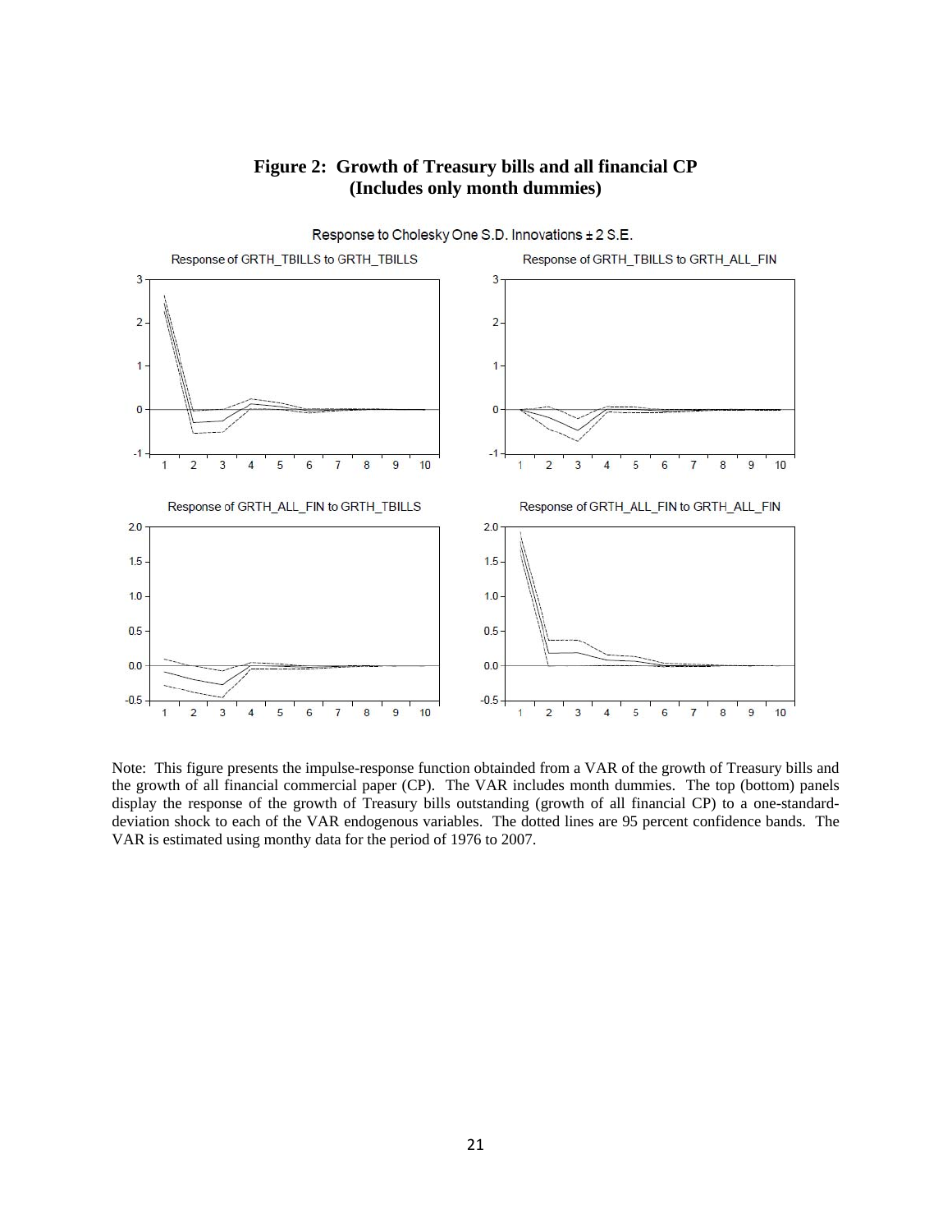**Figure 2: Growth of Treasury bills and all financial CP (Includes only month dummies)**

Response to Cholesky One S.D. Innovations ± 2 S.E.

Response of GRTH_TBILLS to GRTH_TBILLS

Response of GRTH_TBILLS to GRTH_ALL_FIN

Response of GRTH_ALL_FIN to GRTH_TBILLS

Response of GRTH_ALL_FIN to GRTH_ALL_FIN

Note: This figure presents the impulse-response function obtainded from a VAR of the growth of Treasury bills and the growth of all financial commercial paper (CP). The VAR includes month dummies. The top (bottom) panels display the response of the growth of Treasury bills outstanding (growth of all financial CP) to a one-standard-deviation shock to each of the VAR endogenous variables. The dotted lines are 95 percent confidence bands. The VAR is estimated using monthy data for the period of 1976 to 2007.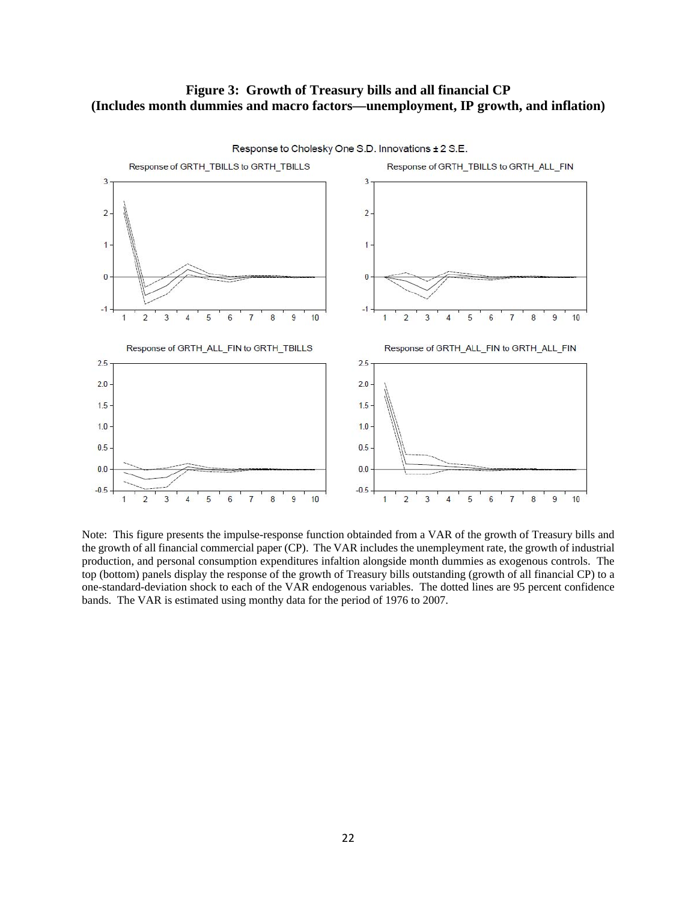**Figure 3: Growth of Treasury bills and all financial CP (Includes month dummies and macro factors—unemployment, IP growth, and inflation)**

Response to Cholesky One S.D. Innovations ± 2 S.E.

Response of GRTH_TBILLS to GRTH_TBILLS

Response of GRTH_TBILLS to GRTH_ALL_FIN

Response of GRTH_ALL_FIN to GRTH_TBILLS

Response of GRTH_ALL_FIN to GRTH_ALL_FIN

Note: This figure presents the impulse-response function obtainded from a VAR of the growth of Treasury bills and the growth of all financial commercial paper (CP). The VAR includes the unempleyment rate, the growth of industrial production, and personal consumption expenditures infaltion alongside month dummies as exogenous controls. The top (bottom) panels display the response of the growth of Treasury bills outstanding (growth of all financial CP) to a one-standard-deviation shock to each of the VAR endogenous variables. The dotted lines are 95 percent confidence bands. The VAR is estimated using monthy data for the period of 1976 to 2007.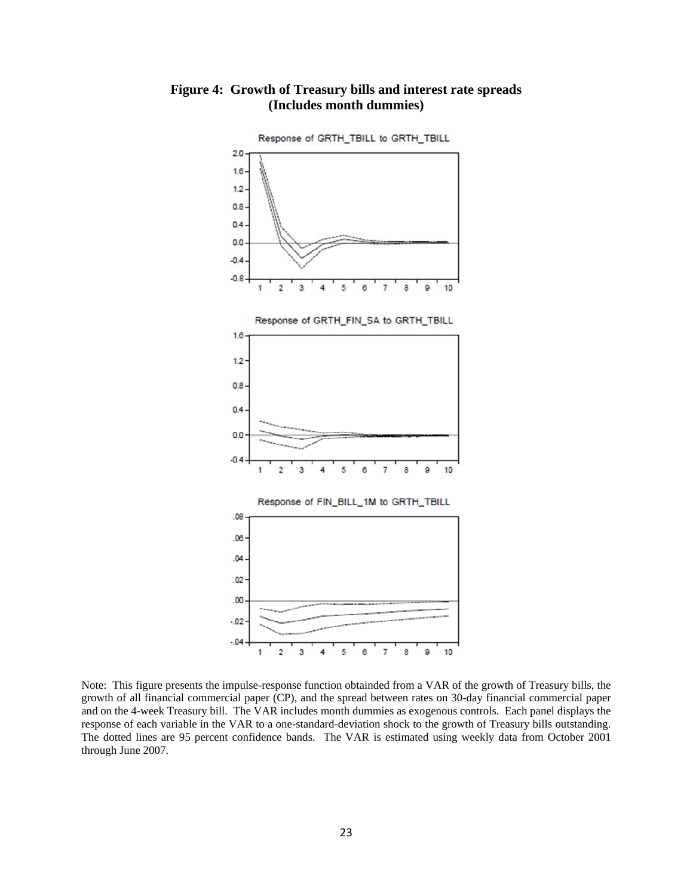**Figure 4: Growth of Treasury bills and interest rate spreads (Includes month dummies)**

Response of GRTH_TBILL to GRTH_TBILL

Response of GRTH_FIN_SA to GRTH_TBILL

Response of FIN_BILL_1M to GRTH_TBILL

Note: This figure presents the impulse-response function obtainded from a VAR of the growth of Treasury bills, the growth of all financial commercial paper (CP), and the spread between rates on 30-day financial commercial paper and on the 4-week Treasury bill. The VAR includes month dummies as exogenous controls. Each panel displays the response of each variable in the VAR to a one-standard-deviation shock to the growth of Treasury bills outstanding. The dotted lines are 95 percent confidence bands. The VAR is estimated using weekly data from October 2001 through June 2007.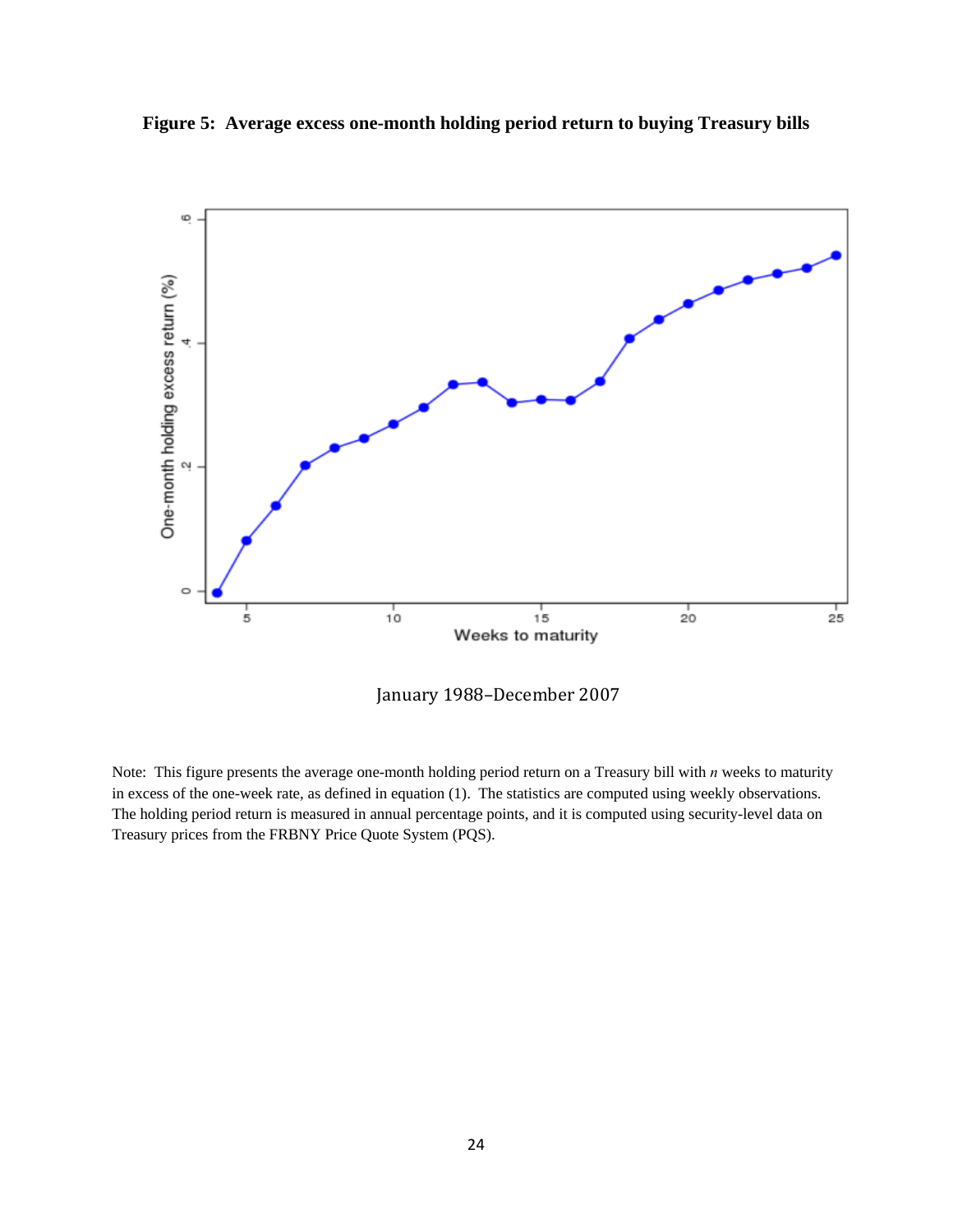**Figure 5: Average excess one-month holding period return to buying Treasury bills**

January 1988–December 2007

Note: This figure presents the average one-month holding period return on a Treasury bill with *n* weeks to maturity in excess of the one-week rate, as defined in equation (1). The statistics are computed using weekly observations. The holding period return is measured in annual percentage points, and it is computed using security-level data on Treasury prices from the FRBNY Price Quote System (PQS).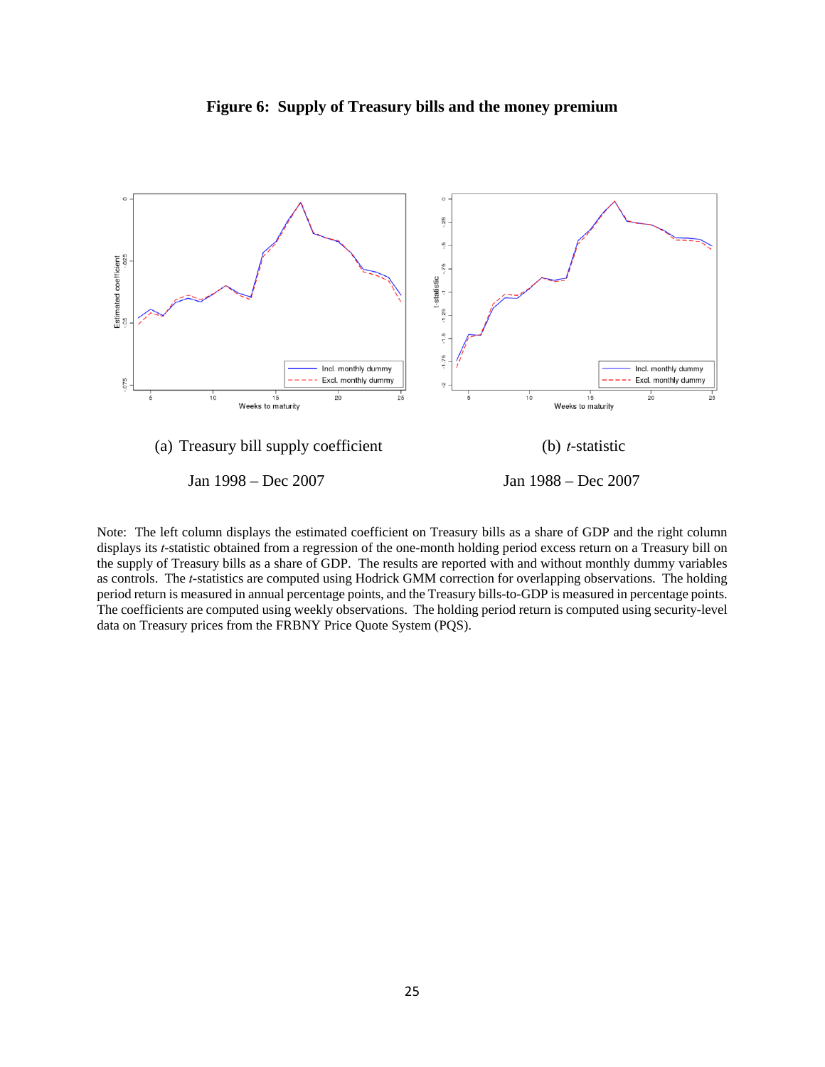**Figure 6: Supply of Treasury bills and the money premium**

(a) Treasury bill supply coefficient

Jan 1998 – Dec 2007

(b) *t*-statistic

Jan 1988 – Dec 2007

Note: The left column displays the estimated coefficient on Treasury bills as a share of GDP and the right column displays its *t*-statistic obtained from a regression of the one-month holding period excess return on a Treasury bill on the supply of Treasury bills as a share of GDP. The results are reported with and without monthly dummy variables as controls. The *t*-statistics are computed using Hodrick GMM correction for overlapping observations. The holding period return is measured in annual percentage points, and the Treasury bills-to-GDP is measured in percentage points. The coefficients are computed using weekly observations. The holding period return is computed using security-level data on Treasury prices from the FRBNY Price Quote System (PQS).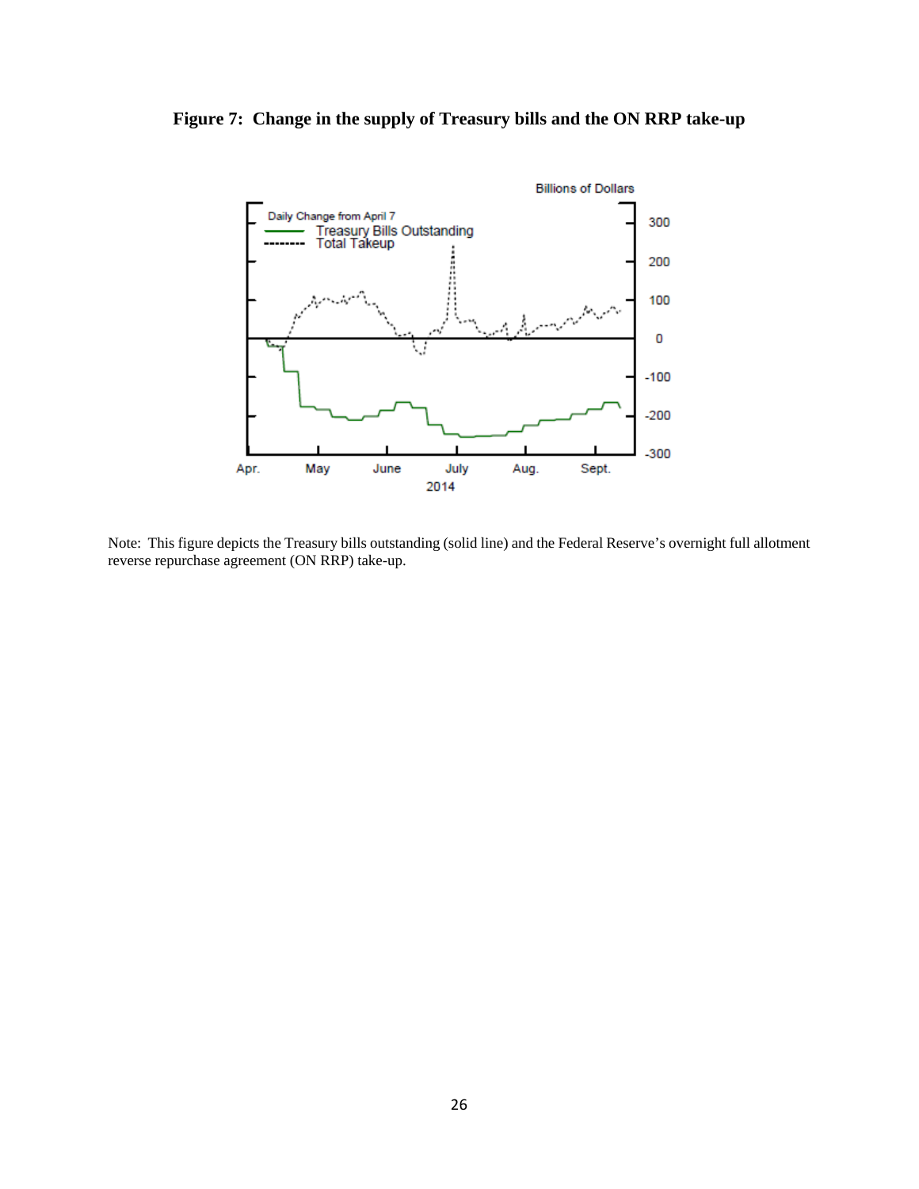**Figure 7: Change in the supply of Treasury bills and the ON RRP take-up**

Billions of Dollars

Daily Change from April 7

Treasury Bills Outstanding

Total Takeup

300

200

100

0

-100

-200

-300

Apr.

May

June

July

Aug.

Sept.

2014

Note: This figure depicts the Treasury bills outstanding (solid line) and the Federal Reserve's overnight full allotment reverse repurchase agreement (ON RRP) take-up.